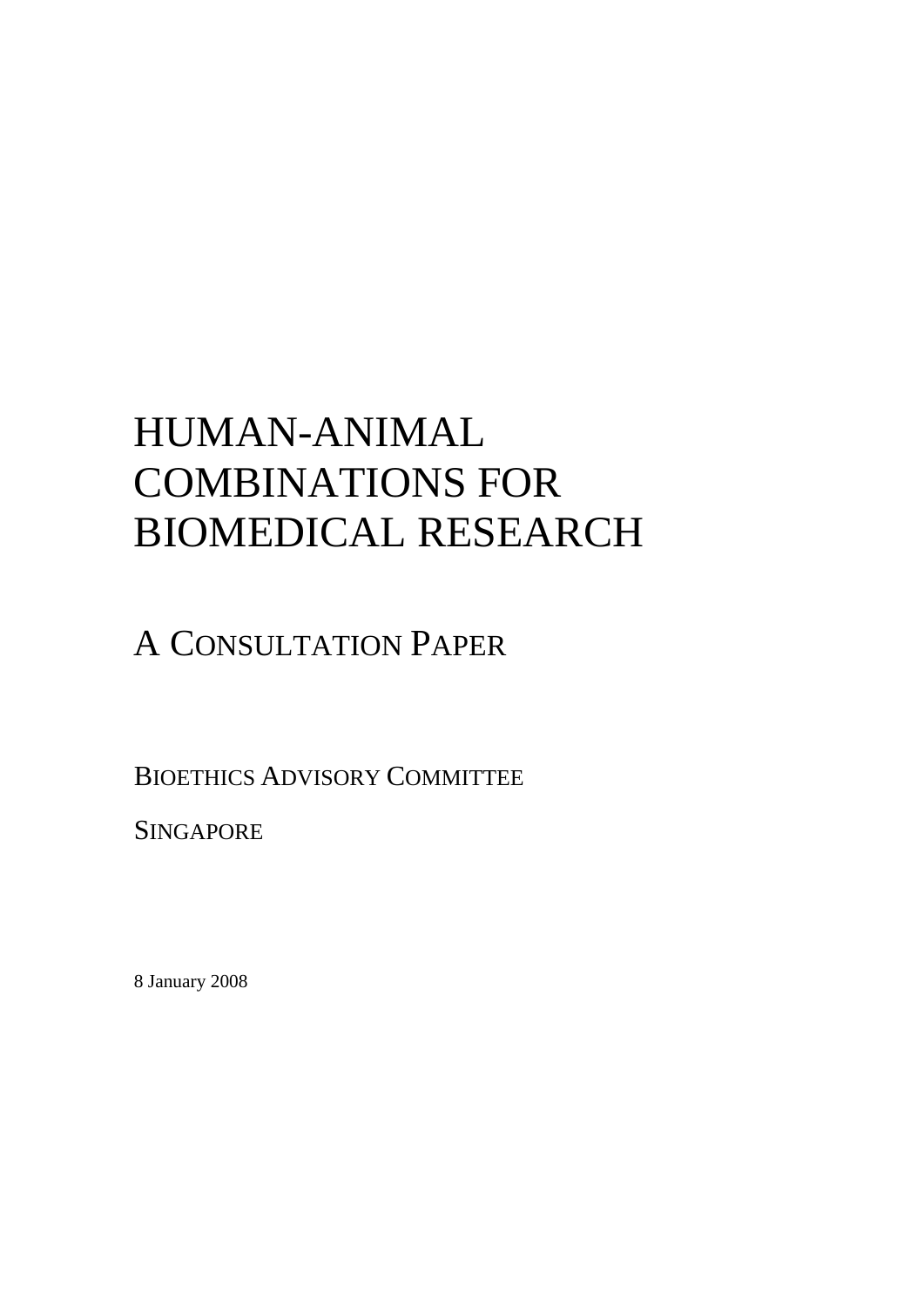# HUMAN-ANIMAL COMBINATIONS FOR BIOMEDICAL RESEARCH

## A CONSULTATION PAPER

BIOETHICS ADVISORY COMMITTEE

SINGAPORE

8 January 2008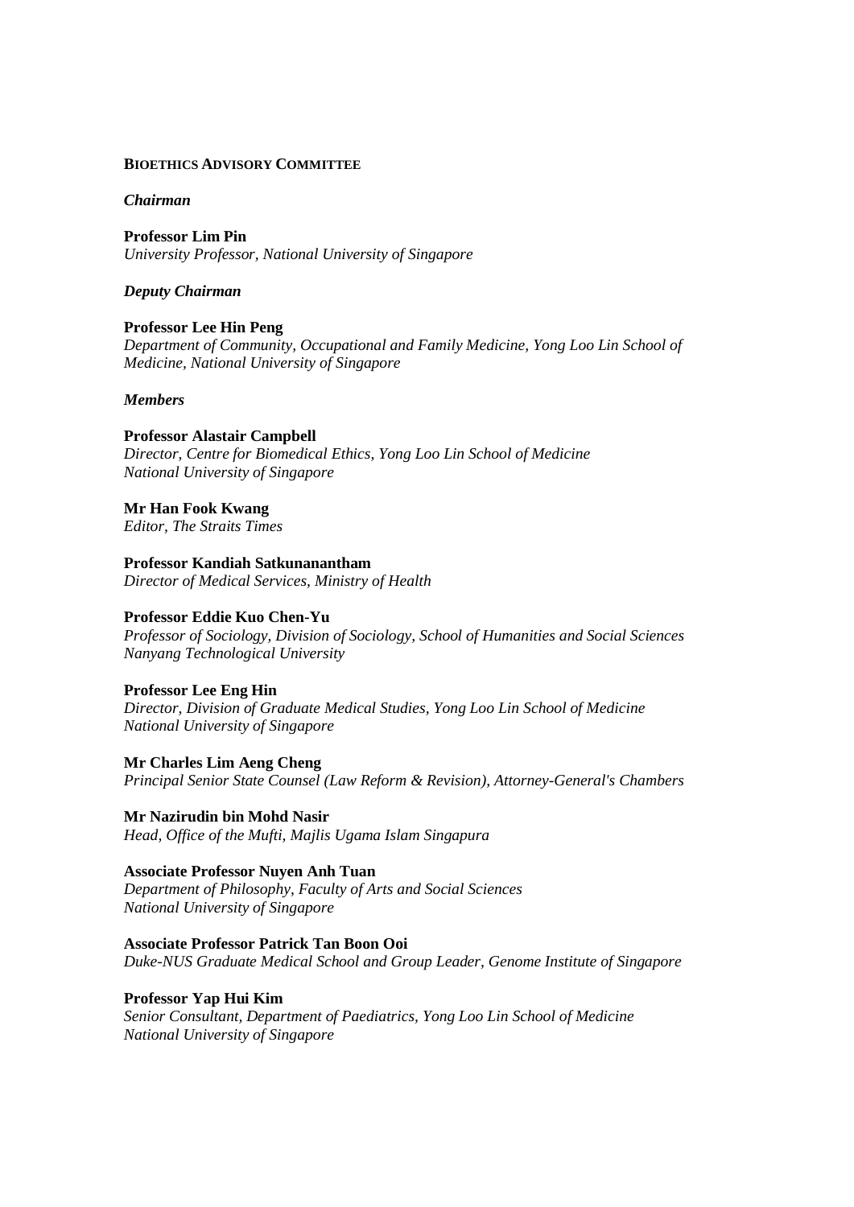## BIOETHICS ADVISORY COMMITTEE

***Chairman***

**Professor Lim Pin**
*University Professor, National University of Singapore*

***Deputy Chairman***

**Professor Lee Hin Peng**
*Department of Community, Occupational and Family Medicine, Yong Loo Lin School of Medicine, National University of Singapore*

***Members***

**Professor Alastair Campbell**
*Director, Centre for Biomedical Ethics, Yong Loo Lin School of Medicine*
*National University of Singapore*

**Mr Han Fook Kwang**
*Editor, The Straits Times*

**Professor Kandiah Satkunanantham**
*Director of Medical Services, Ministry of Health*

**Professor Eddie Kuo Chen-Yu**
*Professor of Sociology, Division of Sociology, School of Humanities and Social Sciences*
*Nanyang Technological University*

**Professor Lee Eng Hin**
*Director, Division of Graduate Medical Studies, Yong Loo Lin School of Medicine*
*National University of Singapore*

**Mr Charles Lim Aeng Cheng**
*Principal Senior State Counsel (Law Reform & Revision), Attorney-General's Chambers*

**Mr Nazirudin bin Mohd Nasir**
*Head, Office of the Mufti, Majlis Ugama Islam Singapura*

**Associate Professor Nuyen Anh Tuan**
*Department of Philosophy, Faculty of Arts and Social Sciences*
*National University of Singapore*

**Associate Professor Patrick Tan Boon Ooi**
*Duke-NUS Graduate Medical School and Group Leader, Genome Institute of Singapore*

**Professor Yap Hui Kim**
*Senior Consultant, Department of Paediatrics, Yong Loo Lin School of Medicine*
*National University of Singapore*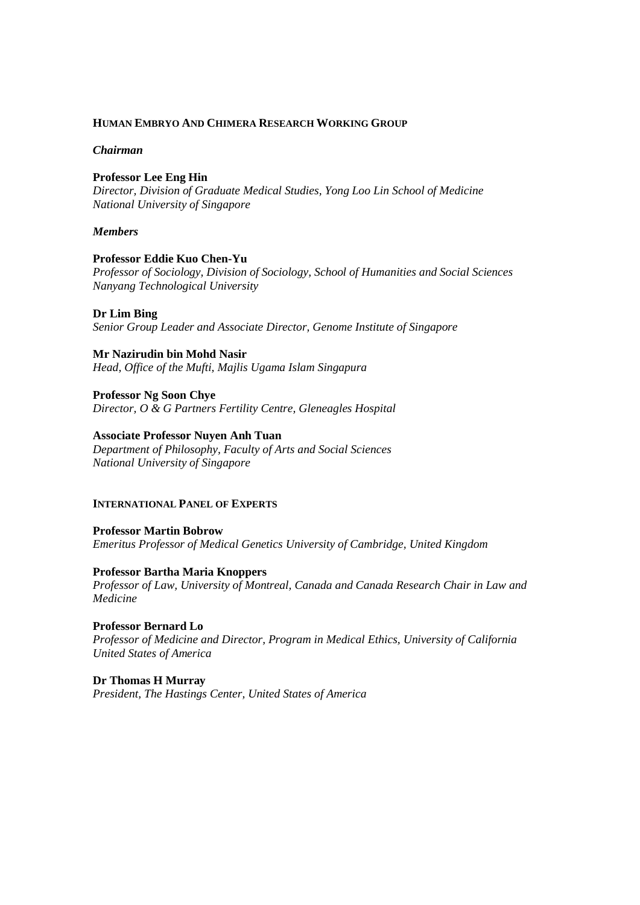## HUMAN EMBRYO AND CHIMERA RESEARCH WORKING GROUP

***Chairman***

**Professor Lee Eng Hin**
*Director, Division of Graduate Medical Studies, Yong Loo Lin School of Medicine*
*National University of Singapore*

***Members***

**Professor Eddie Kuo Chen-Yu**
*Professor of Sociology, Division of Sociology, School of Humanities and Social Sciences*
*Nanyang Technological University*

**Dr Lim Bing**
*Senior Group Leader and Associate Director, Genome Institute of Singapore*

**Mr Nazirudin bin Mohd Nasir**
*Head, Office of the Mufti, Majlis Ugama Islam Singapura*

**Professor Ng Soon Chye**
*Director, O & G Partners Fertility Centre, Gleneagles Hospital*

**Associate Professor Nuyen Anh Tuan**
*Department of Philosophy, Faculty of Arts and Social Sciences*
*National University of Singapore*

## INTERNATIONAL PANEL OF EXPERTS

**Professor Martin Bobrow**
*Emeritus Professor of Medical Genetics University of Cambridge, United Kingdom*

**Professor Bartha Maria Knoppers**
*Professor of Law, University of Montreal, Canada and Canada Research Chair in Law and Medicine*

**Professor Bernard Lo**
*Professor of Medicine and Director, Program in Medical Ethics, University of California*
*United States of America*

**Dr Thomas H Murray**
*President, The Hastings Center, United States of America*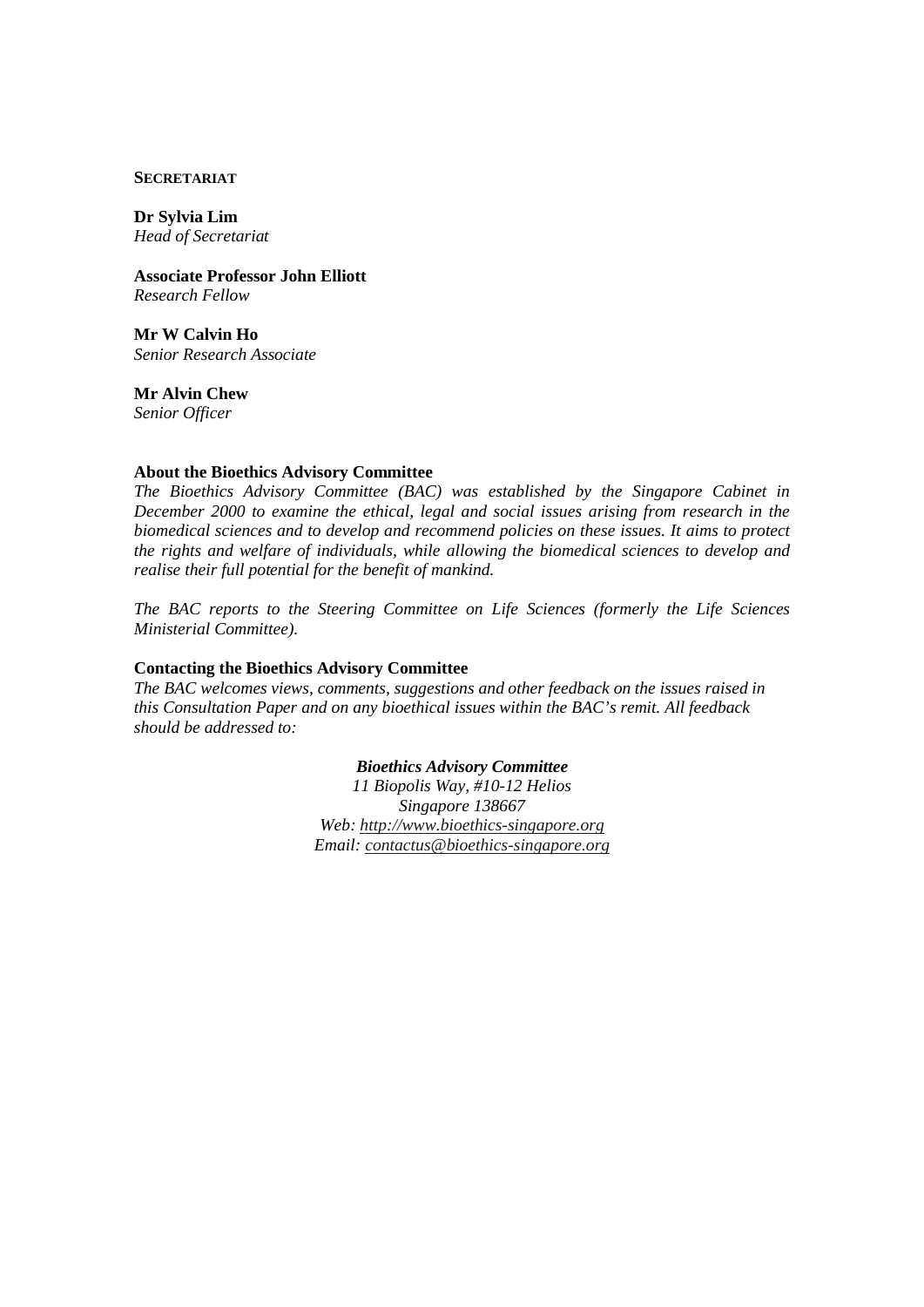**SECRETARIAT**

**Dr Sylvia Lim**
*Head of Secretariat*

**Associate Professor John Elliott**
*Research Fellow*

**Mr W Calvin Ho**
*Senior Research Associate*

**Mr Alvin Chew**
*Senior Officer*

**About the Bioethics Advisory Committee**
*The Bioethics Advisory Committee (BAC) was established by the Singapore Cabinet in December 2000 to examine the ethical, legal and social issues arising from research in the biomedical sciences and to develop and recommend policies on these issues. It aims to protect the rights and welfare of individuals, while allowing the biomedical sciences to develop and realise their full potential for the benefit of mankind.*

*The BAC reports to the Steering Committee on Life Sciences (formerly the Life Sciences Ministerial Committee).*

**Contacting the Bioethics Advisory Committee**
*The BAC welcomes views, comments, suggestions and other feedback on the issues raised in this Consultation Paper and on any bioethical issues within the BAC's remit. All feedback should be addressed to:*

***Bioethics Advisory Committee***
*11 Biopolis Way, #10-12 Helios*
*Singapore 138667*
*Web: http://www.bioethics-singapore.org*
*Email: contactus@bioethics-singapore.org*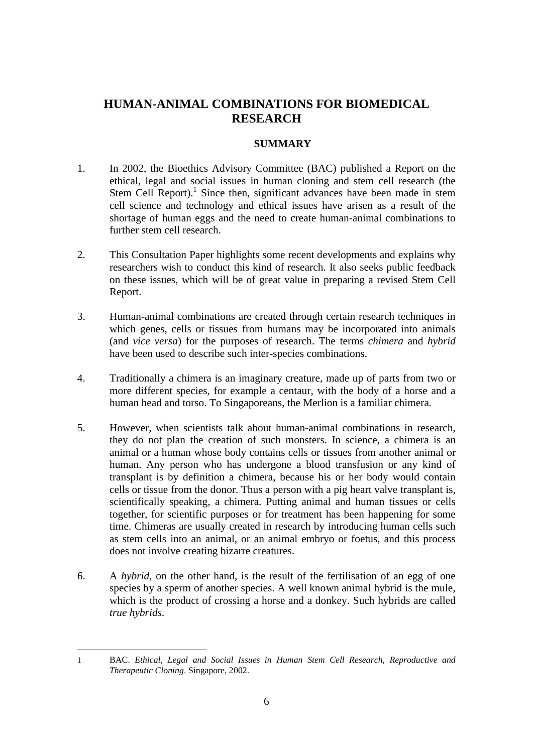# HUMAN-ANIMAL COMBINATIONS FOR BIOMEDICAL RESEARCH

## SUMMARY

1. In 2002, the Bioethics Advisory Committee (BAC) published a Report on the ethical, legal and social issues in human cloning and stem cell research (the Stem Cell Report).[1] Since then, significant advances have been made in stem cell science and technology and ethical issues have arisen as a result of the shortage of human eggs and the need to create human-animal combinations to further stem cell research.

2. This Consultation Paper highlights some recent developments and explains why researchers wish to conduct this kind of research. It also seeks public feedback on these issues, which will be of great value in preparing a revised Stem Cell Report.

3. Human-animal combinations are created through certain research techniques in which genes, cells or tissues from humans may be incorporated into animals (and *vice versa*) for the purposes of research. The terms *chimera* and *hybrid* have been used to describe such inter-species combinations.

4. Traditionally a chimera is an imaginary creature, made up of parts from two or more different species, for example a centaur, with the body of a horse and a human head and torso. To Singaporeans, the Merlion is a familiar chimera.

5. However, when scientists talk about human-animal combinations in research, they do not plan the creation of such monsters. In science, a chimera is an animal or a human whose body contains cells or tissues from another animal or human. Any person who has undergone a blood transfusion or any kind of transplant is by definition a chimera, because his or her body would contain cells or tissue from the donor. Thus a person with a pig heart valve transplant is, scientifically speaking, a chimera. Putting animal and human tissues or cells together, for scientific purposes or for treatment has been happening for some time. Chimeras are usually created in research by introducing human cells such as stem cells into an animal, or an animal embryo or foetus, and this process does not involve creating bizarre creatures.

6. A *hybrid*, on the other hand, is the result of the fertilisation of an egg of one species by a sperm of another species. A well known animal hybrid is the mule, which is the product of crossing a horse and a donkey. Such hybrids are called *true hybrids*.

---

1 BAC. *Ethical, Legal and Social Issues in Human Stem Cell Research, Reproductive and Therapeutic Cloning*. Singapore, 2002.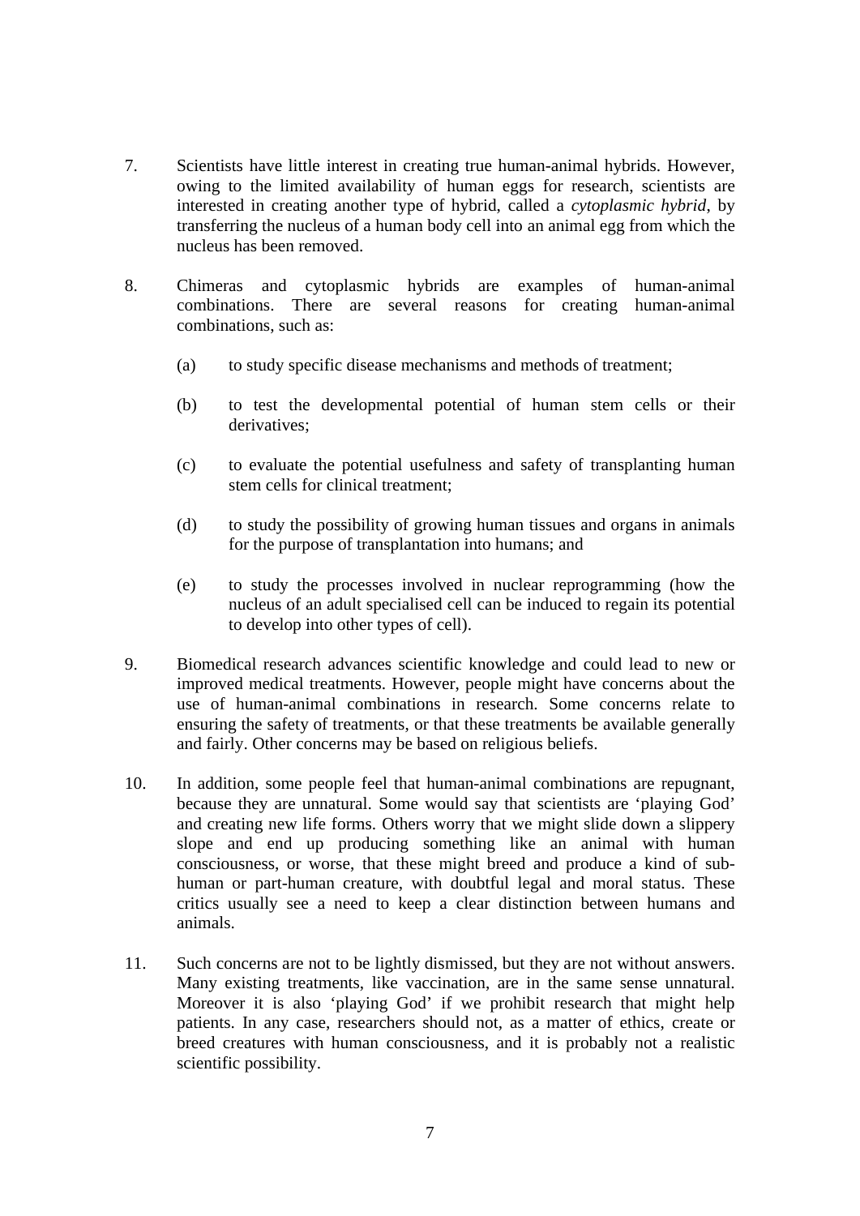7. Scientists have little interest in creating true human-animal hybrids. However, owing to the limited availability of human eggs for research, scientists are interested in creating another type of hybrid, called a *cytoplasmic hybrid*, by transferring the nucleus of a human body cell into an animal egg from which the nucleus has been removed.

8. Chimeras and cytoplasmic hybrids are examples of human-animal combinations. There are several reasons for creating human-animal combinations, such as:

   (a) to study specific disease mechanisms and methods of treatment;

   (b) to test the developmental potential of human stem cells or their derivatives;

   (c) to evaluate the potential usefulness and safety of transplanting human stem cells for clinical treatment;

   (d) to study the possibility of growing human tissues and organs in animals for the purpose of transplantation into humans; and

   (e) to study the processes involved in nuclear reprogramming (how the nucleus of an adult specialised cell can be induced to regain its potential to develop into other types of cell).

9. Biomedical research advances scientific knowledge and could lead to new or improved medical treatments. However, people might have concerns about the use of human-animal combinations in research. Some concerns relate to ensuring the safety of treatments, or that these treatments be available generally and fairly. Other concerns may be based on religious beliefs.

10. In addition, some people feel that human-animal combinations are repugnant, because they are unnatural. Some would say that scientists are 'playing God' and creating new life forms. Others worry that we might slide down a slippery slope and end up producing something like an animal with human consciousness, or worse, that these might breed and produce a kind of sub-human or part-human creature, with doubtful legal and moral status. These critics usually see a need to keep a clear distinction between humans and animals.

11. Such concerns are not to be lightly dismissed, but they are not without answers. Many existing treatments, like vaccination, are in the same sense unnatural. Moreover it is also 'playing God' if we prohibit research that might help patients. In any case, researchers should not, as a matter of ethics, create or breed creatures with human consciousness, and it is probably not a realistic scientific possibility.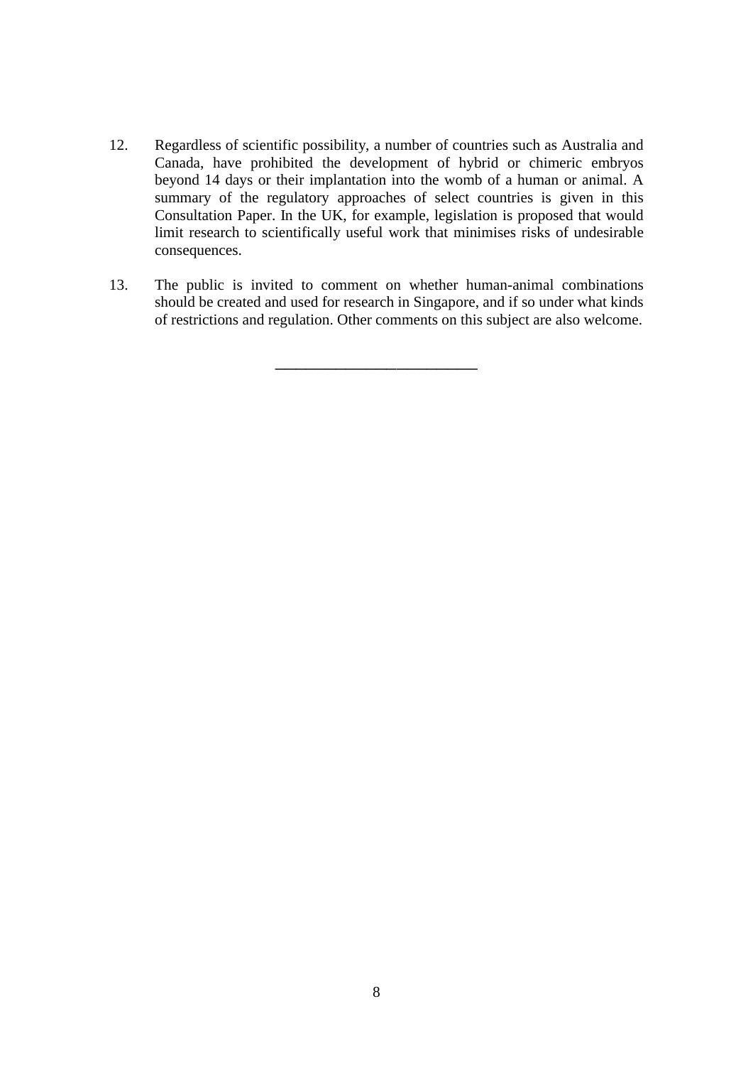12. Regardless of scientific possibility, a number of countries such as Australia and Canada, have prohibited the development of hybrid or chimeric embryos beyond 14 days or their implantation into the womb of a human or animal. A summary of the regulatory approaches of select countries is given in this Consultation Paper. In the UK, for example, legislation is proposed that would limit research to scientifically useful work that minimises risks of undesirable consequences.

13. The public is invited to comment on whether human-animal combinations should be created and used for research in Singapore, and if so under what kinds of restrictions and regulation. Other comments on this subject are also welcome.

---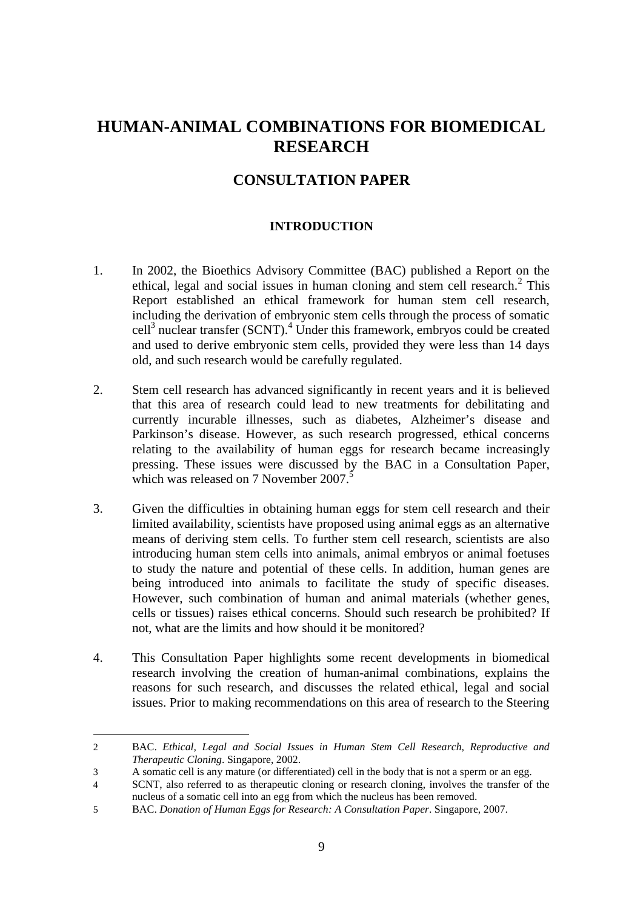# HUMAN-ANIMAL COMBINATIONS FOR BIOMEDICAL RESEARCH

## CONSULTATION PAPER

### INTRODUCTION

1. In 2002, the Bioethics Advisory Committee (BAC) published a Report on the ethical, legal and social issues in human cloning and stem cell research.[2] This Report established an ethical framework for human stem cell research, including the derivation of embryonic stem cells through the process of somatic cell[3] nuclear transfer (SCNT).[4] Under this framework, embryos could be created and used to derive embryonic stem cells, provided they were less than 14 days old, and such research would be carefully regulated.

2. Stem cell research has advanced significantly in recent years and it is believed that this area of research could lead to new treatments for debilitating and currently incurable illnesses, such as diabetes, Alzheimer's disease and Parkinson's disease. However, as such research progressed, ethical concerns relating to the availability of human eggs for research became increasingly pressing. These issues were discussed by the BAC in a Consultation Paper, which was released on 7 November 2007.[5]

3. Given the difficulties in obtaining human eggs for stem cell research and their limited availability, scientists have proposed using animal eggs as an alternative means of deriving stem cells. To further stem cell research, scientists are also introducing human stem cells into animals, animal embryos or animal foetuses to study the nature and potential of these cells. In addition, human genes are being introduced into animals to facilitate the study of specific diseases. However, such combination of human and animal materials (whether genes, cells or tissues) raises ethical concerns. Should such research be prohibited? If not, what are the limits and how should it be monitored?

4. This Consultation Paper highlights some recent developments in biomedical research involving the creation of human-animal combinations, explains the reasons for such research, and discusses the related ethical, legal and social issues. Prior to making recommendations on this area of research to the Steering

---

2 BAC. *Ethical, Legal and Social Issues in Human Stem Cell Research, Reproductive and Therapeutic Cloning*. Singapore, 2002.

3 A somatic cell is any mature (or differentiated) cell in the body that is not a sperm or an egg.

4 SCNT, also referred to as therapeutic cloning or research cloning, involves the transfer of the nucleus of a somatic cell into an egg from which the nucleus has been removed.

5 BAC. *Donation of Human Eggs for Research: A Consultation Paper*. Singapore, 2007.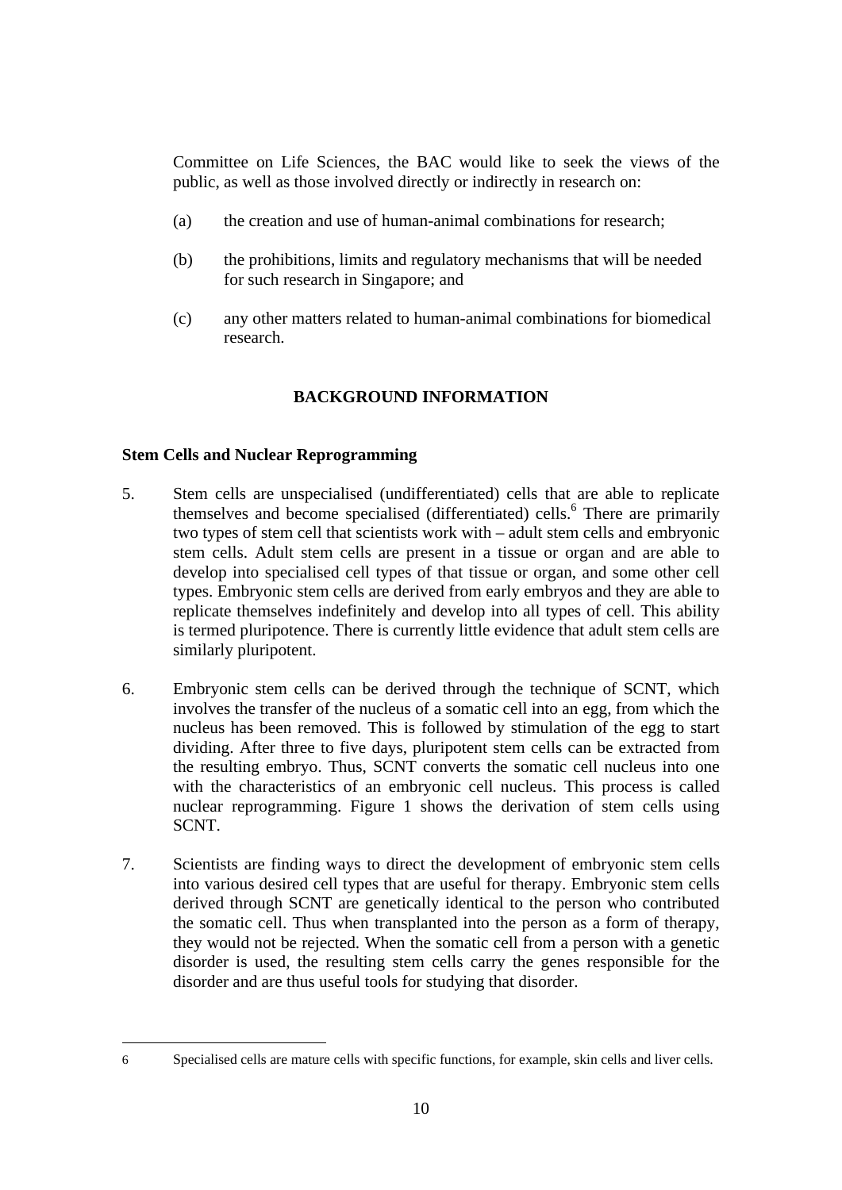Committee on Life Sciences, the BAC would like to seek the views of the public, as well as those involved directly or indirectly in research on:

(a) the creation and use of human-animal combinations for research;

(b) the prohibitions, limits and regulatory mechanisms that will be needed for such research in Singapore; and

(c) any other matters related to human-animal combinations for biomedical research.

## BACKGROUND INFORMATION

### Stem Cells and Nuclear Reprogramming

5. Stem cells are unspecialised (undifferentiated) cells that are able to replicate themselves and become specialised (differentiated) cells.[6] There are primarily two types of stem cell that scientists work with – adult stem cells and embryonic stem cells. Adult stem cells are present in a tissue or organ and are able to develop into specialised cell types of that tissue or organ, and some other cell types. Embryonic stem cells are derived from early embryos and they are able to replicate themselves indefinitely and develop into all types of cell. This ability is termed pluripotence. There is currently little evidence that adult stem cells are similarly pluripotent.

6. Embryonic stem cells can be derived through the technique of SCNT, which involves the transfer of the nucleus of a somatic cell into an egg, from which the nucleus has been removed. This is followed by stimulation of the egg to start dividing. After three to five days, pluripotent stem cells can be extracted from the resulting embryo. Thus, SCNT converts the somatic cell nucleus into one with the characteristics of an embryonic cell nucleus. This process is called nuclear reprogramming. Figure 1 shows the derivation of stem cells using SCNT.

7. Scientists are finding ways to direct the development of embryonic stem cells into various desired cell types that are useful for therapy. Embryonic stem cells derived through SCNT are genetically identical to the person who contributed the somatic cell. Thus when transplanted into the person as a form of therapy, they would not be rejected. When the somatic cell from a person with a genetic disorder is used, the resulting stem cells carry the genes responsible for the disorder and are thus useful tools for studying that disorder.

---

6 Specialised cells are mature cells with specific functions, for example, skin cells and liver cells.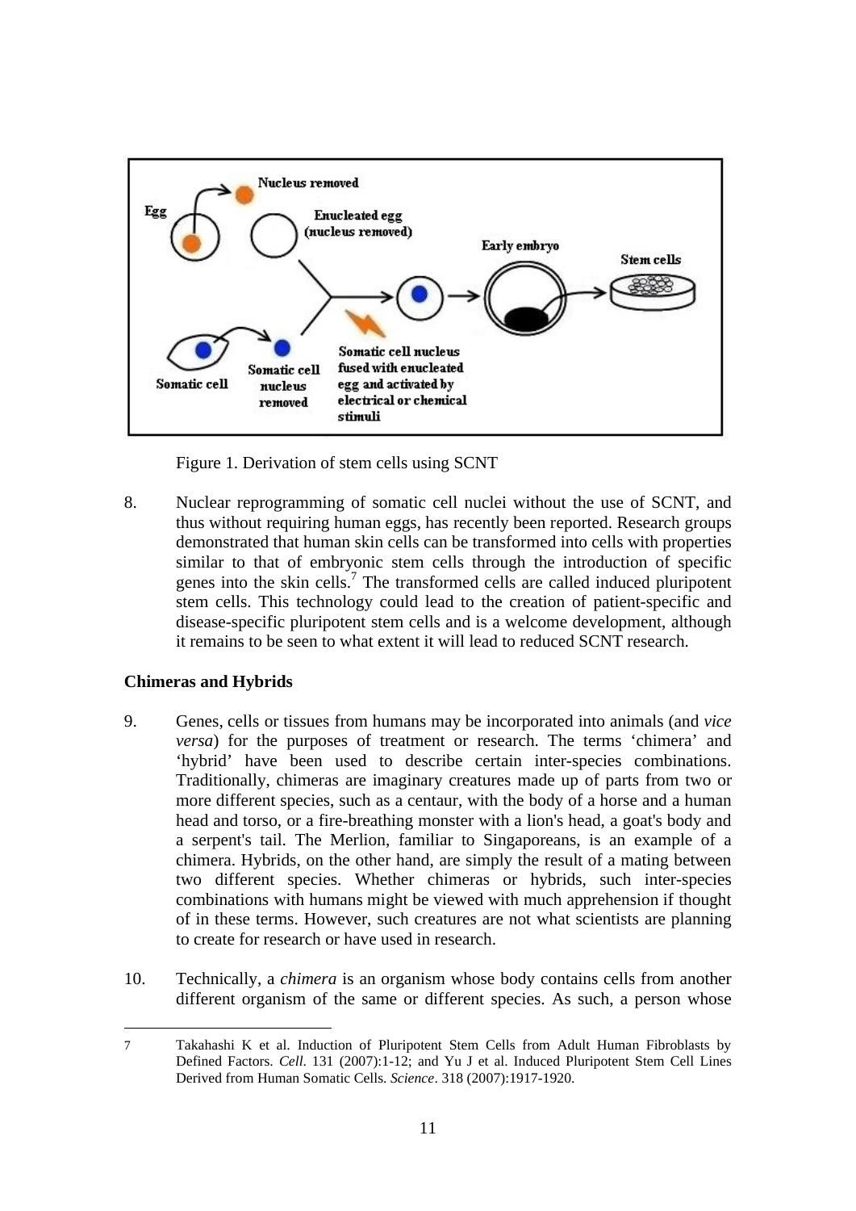Figure 1. Derivation of stem cells using SCNT

8. Nuclear reprogramming of somatic cell nuclei without the use of SCNT, and thus without requiring human eggs, has recently been reported. Research groups demonstrated that human skin cells can be transformed into cells with properties similar to that of embryonic stem cells through the introduction of specific genes into the skin cells.[7] The transformed cells are called induced pluripotent stem cells. This technology could lead to the creation of patient-specific and disease-specific pluripotent stem cells and is a welcome development, although it remains to be seen to what extent it will lead to reduced SCNT research.

**Chimeras and Hybrids**

9. Genes, cells or tissues from humans may be incorporated into animals (and *vice versa*) for the purposes of treatment or research. The terms 'chimera' and 'hybrid' have been used to describe certain inter-species combinations. Traditionally, chimeras are imaginary creatures made up of parts from two or more different species, such as a centaur, with the body of a horse and a human head and torso, or a fire-breathing monster with a lion's head, a goat's body and a serpent's tail. The Merlion, familiar to Singaporeans, is an example of a chimera. Hybrids, on the other hand, are simply the result of a mating between two different species. Whether chimeras or hybrids, such inter-species combinations with humans might be viewed with much apprehension if thought of in these terms. However, such creatures are not what scientists are planning to create for research or have used in research.

10. Technically, a *chimera* is an organism whose body contains cells from another different organism of the same or different species. As such, a person whose

[7] Takahashi K et al. Induction of Pluripotent Stem Cells from Adult Human Fibroblasts by Defined Factors. *Cell*. 131 (2007):1-12; and Yu J et al. Induced Pluripotent Stem Cell Lines Derived from Human Somatic Cells. *Science*. 318 (2007):1917-1920.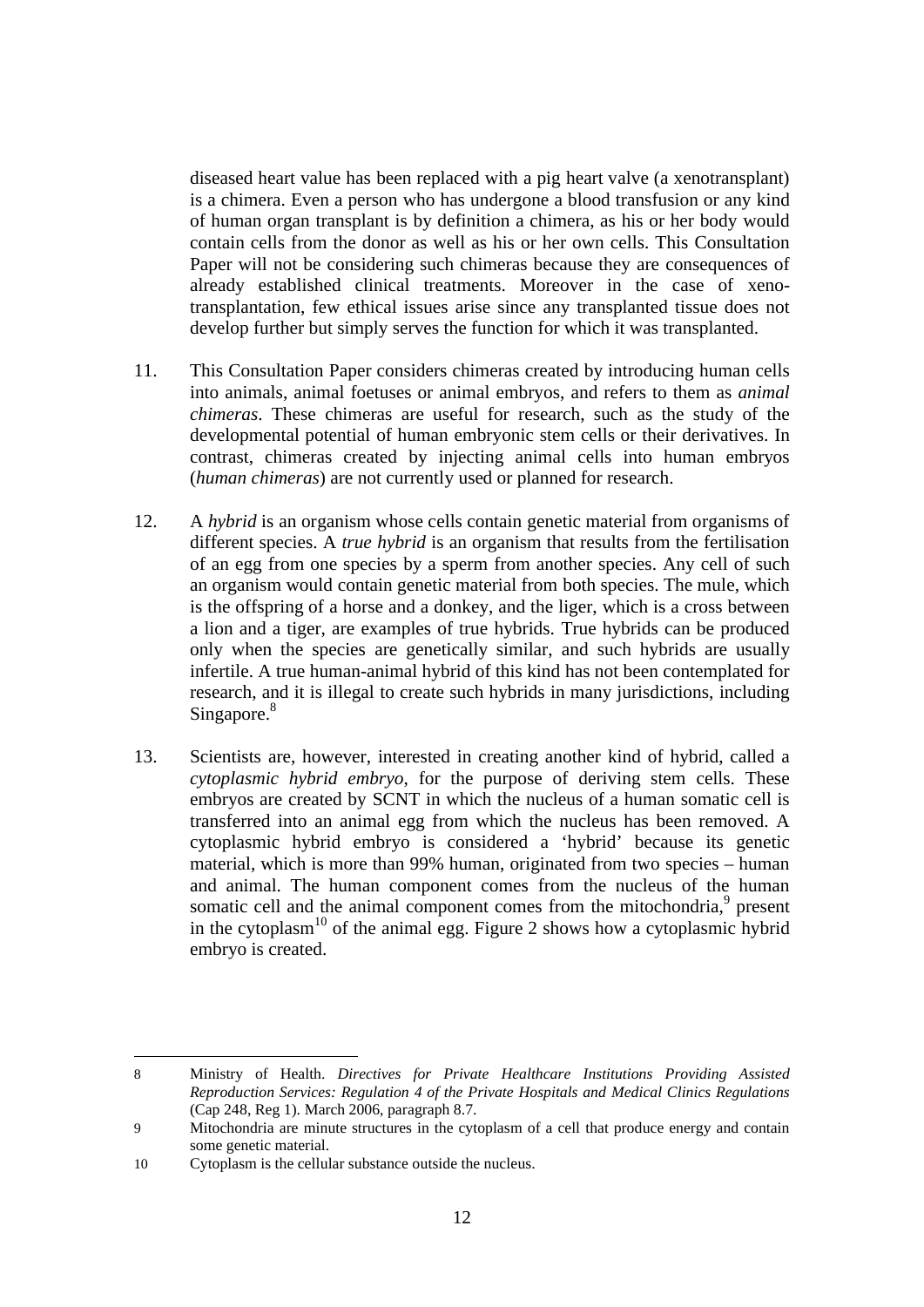diseased heart value has been replaced with a pig heart valve (a xenotransplant) is a chimera. Even a person who has undergone a blood transfusion or any kind of human organ transplant is by definition a chimera, as his or her body would contain cells from the donor as well as his or her own cells. This Consultation Paper will not be considering such chimeras because they are consequences of already established clinical treatments. Moreover in the case of xeno-transplantation, few ethical issues arise since any transplanted tissue does not develop further but simply serves the function for which it was transplanted.

11. This Consultation Paper considers chimeras created by introducing human cells into animals, animal foetuses or animal embryos, and refers to them as *animal chimeras*. These chimeras are useful for research, such as the study of the developmental potential of human embryonic stem cells or their derivatives. In contrast, chimeras created by injecting animal cells into human embryos (*human chimeras*) are not currently used or planned for research.

12. A *hybrid* is an organism whose cells contain genetic material from organisms of different species. A *true hybrid* is an organism that results from the fertilisation of an egg from one species by a sperm from another species. Any cell of such an organism would contain genetic material from both species. The mule, which is the offspring of a horse and a donkey, and the liger, which is a cross between a lion and a tiger, are examples of true hybrids. True hybrids can be produced only when the species are genetically similar, and such hybrids are usually infertile. A true human-animal hybrid of this kind has not been contemplated for research, and it is illegal to create such hybrids in many jurisdictions, including Singapore.[8]

13. Scientists are, however, interested in creating another kind of hybrid, called a *cytoplasmic hybrid embryo*, for the purpose of deriving stem cells. These embryos are created by SCNT in which the nucleus of a human somatic cell is transferred into an animal egg from which the nucleus has been removed. A cytoplasmic hybrid embryo is considered a 'hybrid' because its genetic material, which is more than 99% human, originated from two species – human and animal. The human component comes from the nucleus of the human somatic cell and the animal component comes from the mitochondria,[9] present in the cytoplasm[10] of the animal egg. Figure 2 shows how a cytoplasmic hybrid embryo is created.

---

8 Ministry of Health. *Directives for Private Healthcare Institutions Providing Assisted Reproduction Services: Regulation 4 of the Private Hospitals and Medical Clinics Regulations* (Cap 248, Reg 1). March 2006, paragraph 8.7.

9 Mitochondria are minute structures in the cytoplasm of a cell that produce energy and contain some genetic material.

10 Cytoplasm is the cellular substance outside the nucleus.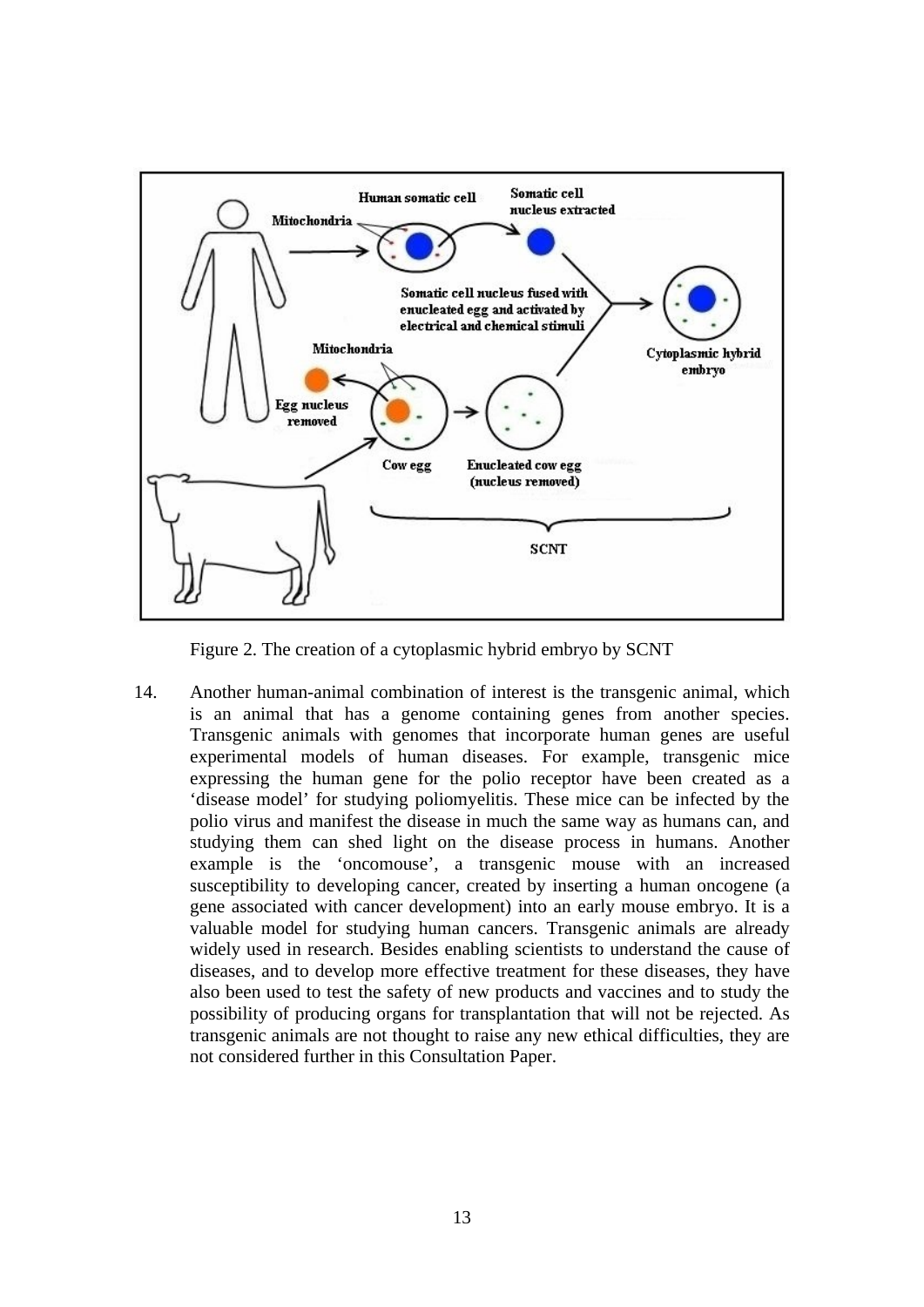Figure 2. The creation of a cytoplasmic hybrid embryo by SCNT

14. Another human-animal combination of interest is the transgenic animal, which is an animal that has a genome containing genes from another species. Transgenic animals with genomes that incorporate human genes are useful experimental models of human diseases. For example, transgenic mice expressing the human gene for the polio receptor have been created as a 'disease model' for studying poliomyelitis. These mice can be infected by the polio virus and manifest the disease in much the same way as humans can, and studying them can shed light on the disease process in humans. Another example is the 'oncomouse', a transgenic mouse with an increased susceptibility to developing cancer, created by inserting a human oncogene (a gene associated with cancer development) into an early mouse embryo. It is a valuable model for studying human cancers. Transgenic animals are already widely used in research. Besides enabling scientists to understand the cause of diseases, and to develop more effective treatment for these diseases, they have also been used to test the safety of new products and vaccines and to study the possibility of producing organs for transplantation that will not be rejected. As transgenic animals are not thought to raise any new ethical difficulties, they are not considered further in this Consultation Paper.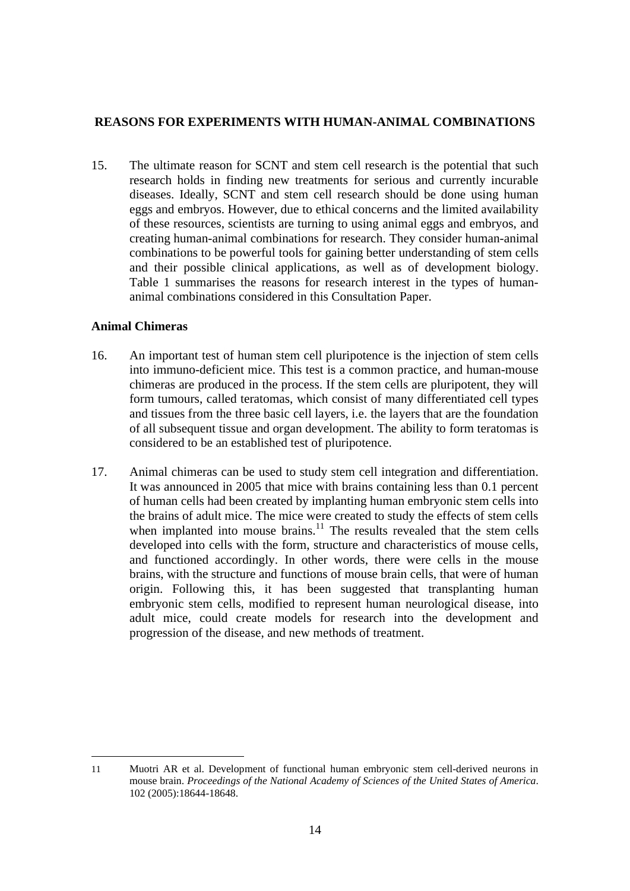## REASONS FOR EXPERIMENTS WITH HUMAN-ANIMAL COMBINATIONS

15. The ultimate reason for SCNT and stem cell research is the potential that such research holds in finding new treatments for serious and currently incurable diseases. Ideally, SCNT and stem cell research should be done using human eggs and embryos. However, due to ethical concerns and the limited availability of these resources, scientists are turning to using animal eggs and embryos, and creating human-animal combinations for research. They consider human-animal combinations to be powerful tools for gaining better understanding of stem cells and their possible clinical applications, as well as of development biology. Table 1 summarises the reasons for research interest in the types of human-animal combinations considered in this Consultation Paper.

### Animal Chimeras

16. An important test of human stem cell pluripotence is the injection of stem cells into immuno-deficient mice. This test is a common practice, and human-mouse chimeras are produced in the process. If the stem cells are pluripotent, they will form tumours, called teratomas, which consist of many differentiated cell types and tissues from the three basic cell layers, i.e. the layers that are the foundation of all subsequent tissue and organ development. The ability to form teratomas is considered to be an established test of pluripotence.

17. Animal chimeras can be used to study stem cell integration and differentiation. It was announced in 2005 that mice with brains containing less than 0.1 percent of human cells had been created by implanting human embryonic stem cells into the brains of adult mice. The mice were created to study the effects of stem cells when implanted into mouse brains.[11] The results revealed that the stem cells developed into cells with the form, structure and characteristics of mouse cells, and functioned accordingly. In other words, there were cells in the mouse brains, with the structure and functions of mouse brain cells, that were of human origin. Following this, it has been suggested that transplanting human embryonic stem cells, modified to represent human neurological disease, into adult mice, could create models for research into the development and progression of the disease, and new methods of treatment.

---

11 Muotri AR et al. Development of functional human embryonic stem cell-derived neurons in mouse brain. *Proceedings of the National Academy of Sciences of the United States of America*. 102 (2005):18644-18648.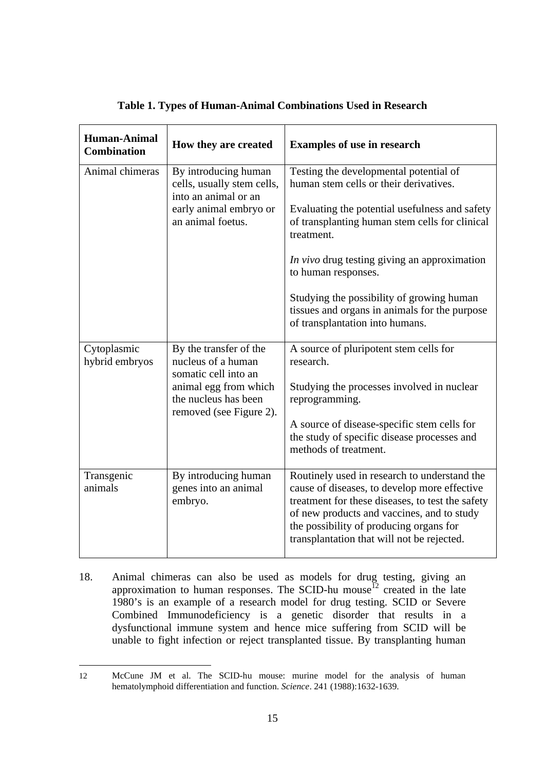**Table 1. Types of Human-Animal Combinations Used in Research**

| Human-Animal Combination | How they are created | Examples of use in research |
|---|---|---|
| Animal chimeras | By introducing human cells, usually stem cells, into an animal or an early animal embryo or an animal foetus. | Testing the developmental potential of human stem cells or their derivatives.<br><br>Evaluating the potential usefulness and safety of transplanting human stem cells for clinical treatment.<br><br>*In vivo* drug testing giving an approximation to human responses.<br><br>Studying the possibility of growing human tissues and organs in animals for the purpose of transplantation into humans. |
| Cytoplasmic hybrid embryos | By the transfer of the nucleus of a human somatic cell into an animal egg from which the nucleus has been removed (see Figure 2). | A source of pluripotent stem cells for research.<br><br>Studying the processes involved in nuclear reprogramming.<br><br>A source of disease-specific stem cells for the study of specific disease processes and methods of treatment. |
| Transgenic animals | By introducing human genes into an animal embryo. | Routinely used in research to understand the cause of diseases, to develop more effective treatment for these diseases, to test the safety of new products and vaccines, and to study the possibility of producing organs for transplantation that will not be rejected. |

18. Animal chimeras can also be used as models for drug testing, giving an approximation to human responses. The SCID-hu mouse[12] created in the late 1980's is an example of a research model for drug testing. SCID or Severe Combined Immunodeficiency is a genetic disorder that results in a dysfunctional immune system and hence mice suffering from SCID will be unable to fight infection or reject transplanted tissue. By transplanting human

---

12 McCune JM et al. The SCID-hu mouse: murine model for the analysis of human hematolymphoid differentiation and function. *Science*. 241 (1988):1632-1639.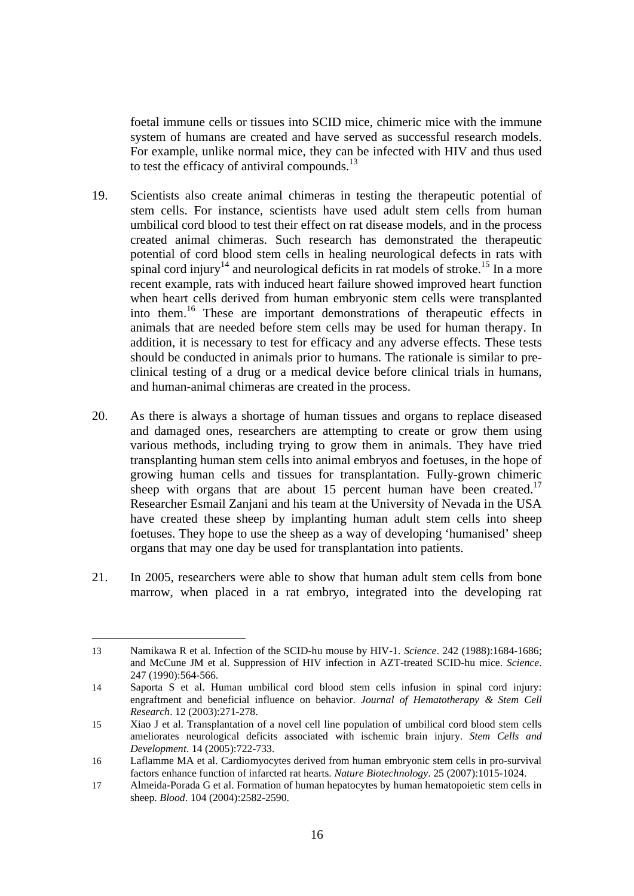foetal immune cells or tissues into SCID mice, chimeric mice with the immune system of humans are created and have served as successful research models. For example, unlike normal mice, they can be infected with HIV and thus used to test the efficacy of antiviral compounds.[13]

19. Scientists also create animal chimeras in testing the therapeutic potential of stem cells. For instance, scientists have used adult stem cells from human umbilical cord blood to test their effect on rat disease models, and in the process created animal chimeras. Such research has demonstrated the therapeutic potential of cord blood stem cells in healing neurological defects in rats with spinal cord injury[14] and neurological deficits in rat models of stroke.[15] In a more recent example, rats with induced heart failure showed improved heart function when heart cells derived from human embryonic stem cells were transplanted into them.[16] These are important demonstrations of therapeutic effects in animals that are needed before stem cells may be used for human therapy. In addition, it is necessary to test for efficacy and any adverse effects. These tests should be conducted in animals prior to humans. The rationale is similar to pre-clinical testing of a drug or a medical device before clinical trials in humans, and human-animal chimeras are created in the process.

20. As there is always a shortage of human tissues and organs to replace diseased and damaged ones, researchers are attempting to create or grow them using various methods, including trying to grow them in animals. They have tried transplanting human stem cells into animal embryos and foetuses, in the hope of growing human cells and tissues for transplantation. Fully-grown chimeric sheep with organs that are about 15 percent human have been created.[17] Researcher Esmail Zanjani and his team at the University of Nevada in the USA have created these sheep by implanting human adult stem cells into sheep foetuses. They hope to use the sheep as a way of developing 'humanised' sheep organs that may one day be used for transplantation into patients.

21. In 2005, researchers were able to show that human adult stem cells from bone marrow, when placed in a rat embryo, integrated into the developing rat

---

13 Namikawa R et al. Infection of the SCID-hu mouse by HIV-1. *Science*. 242 (1988):1684-1686; and McCune JM et al. Suppression of HIV infection in AZT-treated SCID-hu mice. *Science*. 247 (1990):564-566.

14 Saporta S et al. Human umbilical cord blood stem cells infusion in spinal cord injury: engraftment and beneficial influence on behavior. *Journal of Hematotherapy & Stem Cell Research*. 12 (2003):271-278.

15 Xiao J et al. Transplantation of a novel cell line population of umbilical cord blood stem cells ameliorates neurological deficits associated with ischemic brain injury. *Stem Cells and Development*. 14 (2005):722-733.

16 Laflamme MA et al. Cardiomyocytes derived from human embryonic stem cells in pro-survival factors enhance function of infarcted rat hearts. *Nature Biotechnology*. 25 (2007):1015-1024.

17 Almeida-Porada G et al. Formation of human hepatocytes by human hematopoietic stem cells in sheep. *Blood*. 104 (2004):2582-2590.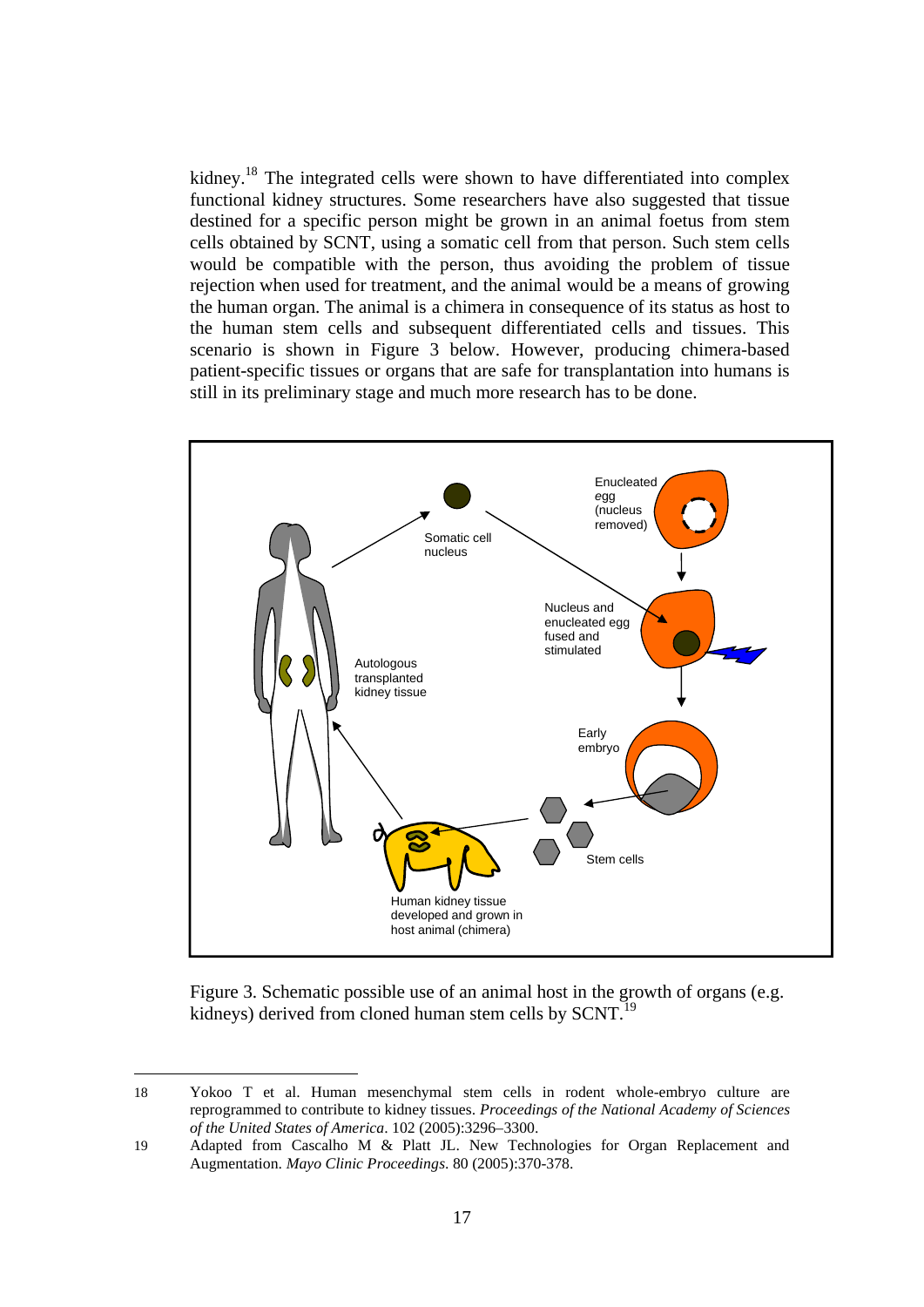kidney.[18] The integrated cells were shown to have differentiated into complex functional kidney structures. Some researchers have also suggested that tissue destined for a specific person might be grown in an animal foetus from stem cells obtained by SCNT, using a somatic cell from that person. Such stem cells would be compatible with the person, thus avoiding the problem of tissue rejection when used for treatment, and the animal would be a means of growing the human organ. The animal is a chimera in consequence of its status as host to the human stem cells and subsequent differentiated cells and tissues. This scenario is shown in Figure 3 below. However, producing chimera-based patient-specific tissues or organs that are safe for transplantation into humans is still in its preliminary stage and much more research has to be done.

Somatic cell nucleus

Enucleated egg (nucleus removed)

Nucleus and enucleated egg fused and stimulated

Early embryo

Stem cells

Human kidney tissue developed and grown in host animal (chimera)

Autologous transplanted kidney tissue

Figure 3. Schematic possible use of an animal host in the growth of organs (e.g. kidneys) derived from cloned human stem cells by SCNT.[19]

---

18 Yokoo T et al. Human mesenchymal stem cells in rodent whole-embryo culture are reprogrammed to contribute to kidney tissues. *Proceedings of the National Academy of Sciences of the United States of America*. 102 (2005):3296–3300.

19 Adapted from Cascalho M & Platt JL. New Technologies for Organ Replacement and Augmentation. *Mayo Clinic Proceedings*. 80 (2005):370-378.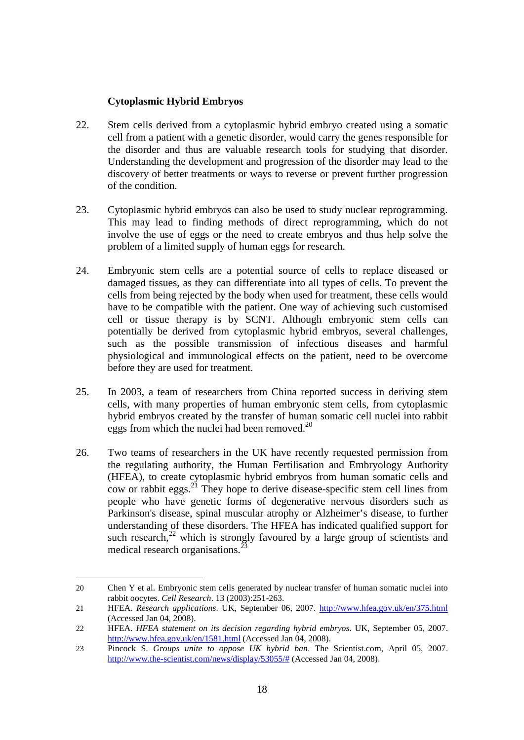### Cytoplasmic Hybrid Embryos

22. Stem cells derived from a cytoplasmic hybrid embryo created using a somatic cell from a patient with a genetic disorder, would carry the genes responsible for the disorder and thus are valuable research tools for studying that disorder. Understanding the development and progression of the disorder may lead to the discovery of better treatments or ways to reverse or prevent further progression of the condition.

23. Cytoplasmic hybrid embryos can also be used to study nuclear reprogramming. This may lead to finding methods of direct reprogramming, which do not involve the use of eggs or the need to create embryos and thus help solve the problem of a limited supply of human eggs for research.

24. Embryonic stem cells are a potential source of cells to replace diseased or damaged tissues, as they can differentiate into all types of cells. To prevent the cells from being rejected by the body when used for treatment, these cells would have to be compatible with the patient. One way of achieving such customised cell or tissue therapy is by SCNT. Although embryonic stem cells can potentially be derived from cytoplasmic hybrid embryos, several challenges, such as the possible transmission of infectious diseases and harmful physiological and immunological effects on the patient, need to be overcome before they are used for treatment.

25. In 2003, a team of researchers from China reported success in deriving stem cells, with many properties of human embryonic stem cells, from cytoplasmic hybrid embryos created by the transfer of human somatic cell nuclei into rabbit eggs from which the nuclei had been removed.[20]

26. Two teams of researchers in the UK have recently requested permission from the regulating authority, the Human Fertilisation and Embryology Authority (HFEA), to create cytoplasmic hybrid embryos from human somatic cells and cow or rabbit eggs.[21] They hope to derive disease-specific stem cell lines from people who have genetic forms of degenerative nervous disorders such as Parkinson's disease, spinal muscular atrophy or Alzheimer's disease, to further understanding of these disorders. The HFEA has indicated qualified support for such research,[22] which is strongly favoured by a large group of scientists and medical research organisations.[23]

---

20 Chen Y et al. Embryonic stem cells generated by nuclear transfer of human somatic nuclei into rabbit oocytes. *Cell Research*. 13 (2003):251-263.

21 HFEA. *Research applications*. UK, September 06, 2007. http://www.hfea.gov.uk/en/375.html (Accessed Jan 04, 2008).

22 HFEA. *HFEA statement on its decision regarding hybrid embryos*. UK, September 05, 2007. http://www.hfea.gov.uk/en/1581.html (Accessed Jan 04, 2008).

23 Pincock S. *Groups unite to oppose UK hybrid ban*. The Scientist.com, April 05, 2007. http://www.the-scientist.com/news/display/53055/# (Accessed Jan 04, 2008).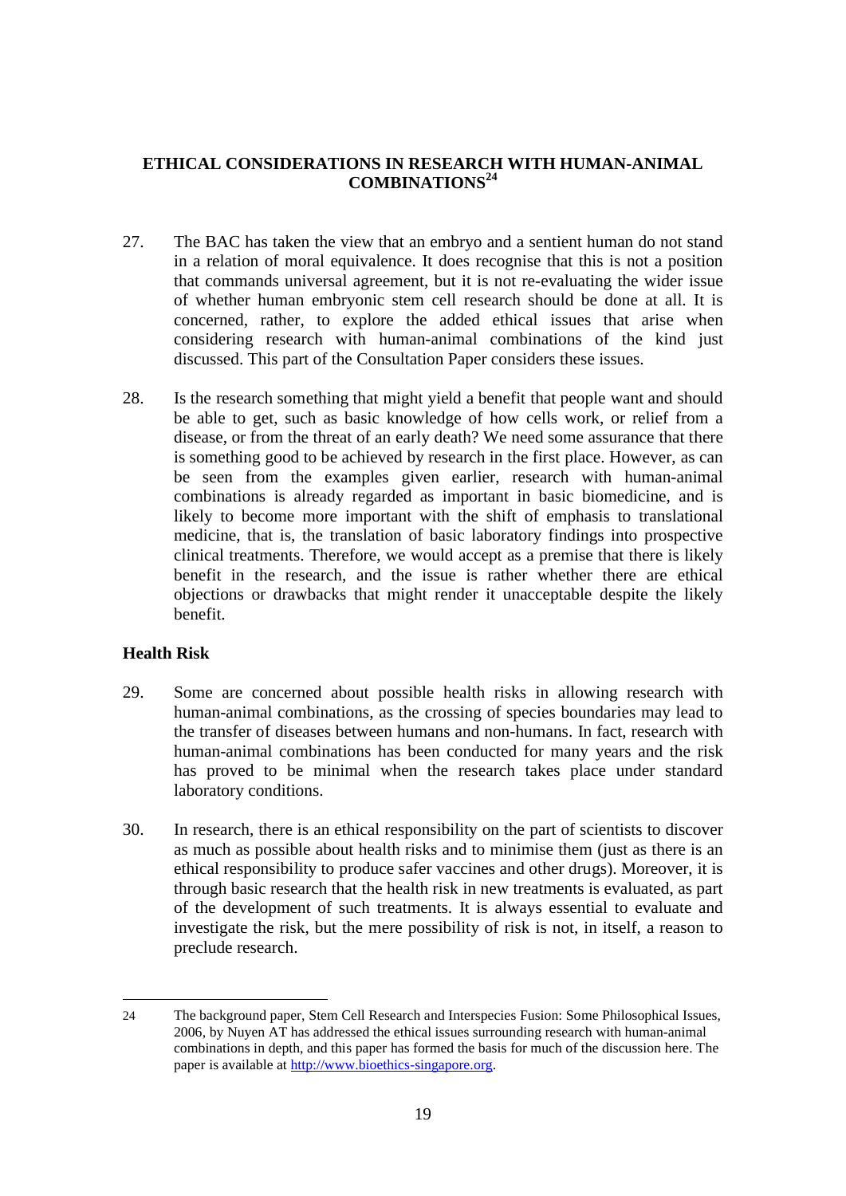## ETHICAL CONSIDERATIONS IN RESEARCH WITH HUMAN-ANIMAL COMBINATIONS[24]

27. The BAC has taken the view that an embryo and a sentient human do not stand in a relation of moral equivalence. It does recognise that this is not a position that commands universal agreement, but it is not re-evaluating the wider issue of whether human embryonic stem cell research should be done at all. It is concerned, rather, to explore the added ethical issues that arise when considering research with human-animal combinations of the kind just discussed. This part of the Consultation Paper considers these issues.

28. Is the research something that might yield a benefit that people want and should be able to get, such as basic knowledge of how cells work, or relief from a disease, or from the threat of an early death? We need some assurance that there is something good to be achieved by research in the first place. However, as can be seen from the examples given earlier, research with human-animal combinations is already regarded as important in basic biomedicine, and is likely to become more important with the shift of emphasis to translational medicine, that is, the translation of basic laboratory findings into prospective clinical treatments. Therefore, we would accept as a premise that there is likely benefit in the research, and the issue is rather whether there are ethical objections or drawbacks that might render it unacceptable despite the likely benefit.

### Health Risk

29. Some are concerned about possible health risks in allowing research with human-animal combinations, as the crossing of species boundaries may lead to the transfer of diseases between humans and non-humans. In fact, research with human-animal combinations has been conducted for many years and the risk has proved to be minimal when the research takes place under standard laboratory conditions.

30. In research, there is an ethical responsibility on the part of scientists to discover as much as possible about health risks and to minimise them (just as there is an ethical responsibility to produce safer vaccines and other drugs). Moreover, it is through basic research that the health risk in new treatments is evaluated, as part of the development of such treatments. It is always essential to evaluate and investigate the risk, but the mere possibility of risk is not, in itself, a reason to preclude research.

---

24 The background paper, Stem Cell Research and Interspecies Fusion: Some Philosophical Issues, 2006, by Nuyen AT has addressed the ethical issues surrounding research with human-animal combinations in depth, and this paper has formed the basis for much of the discussion here. The paper is available at http://www.bioethics-singapore.org.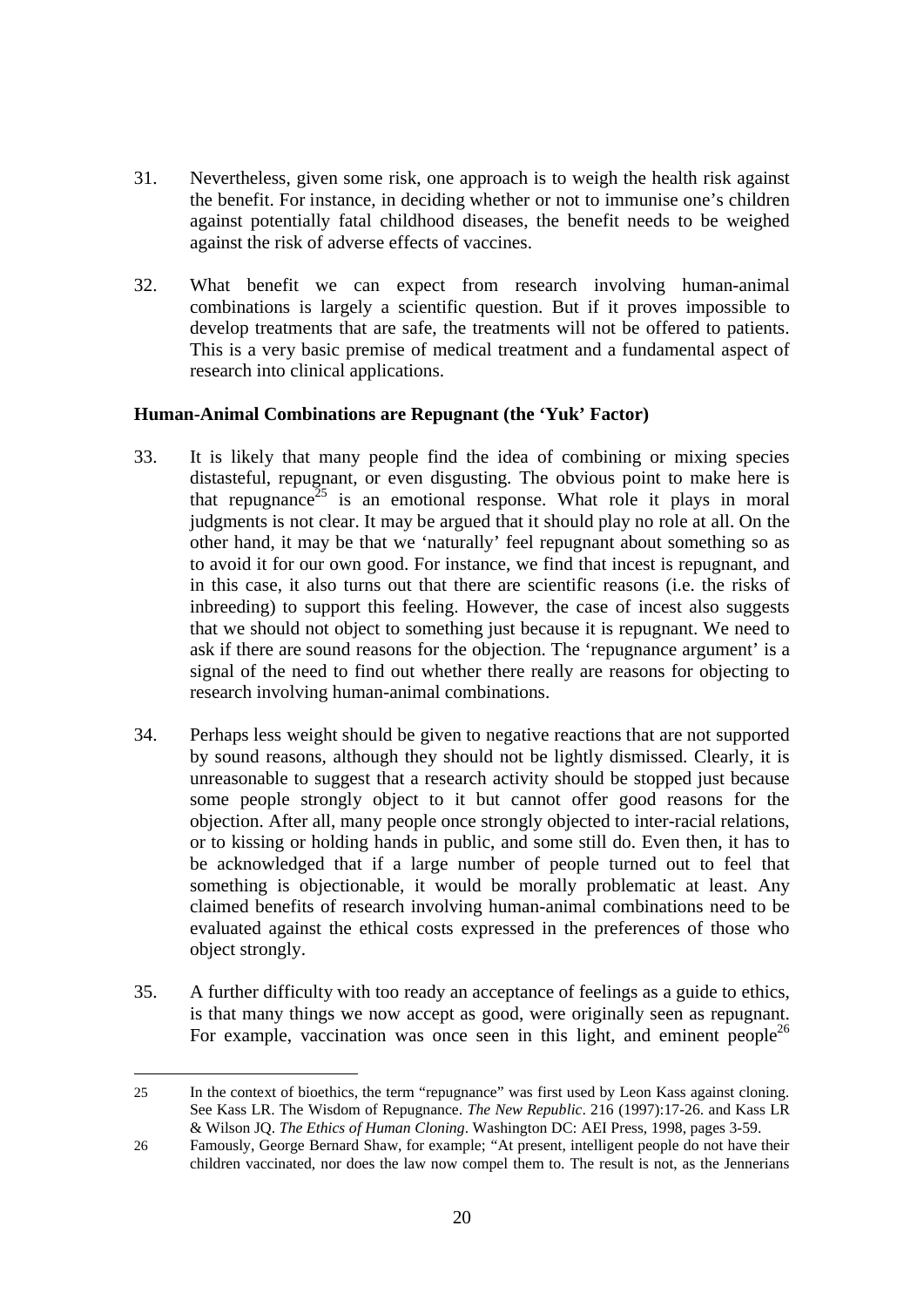31. Nevertheless, given some risk, one approach is to weigh the health risk against the benefit. For instance, in deciding whether or not to immunise one's children against potentially fatal childhood diseases, the benefit needs to be weighed against the risk of adverse effects of vaccines.

32. What benefit we can expect from research involving human-animal combinations is largely a scientific question. But if it proves impossible to develop treatments that are safe, the treatments will not be offered to patients. This is a very basic premise of medical treatment and a fundamental aspect of research into clinical applications.

**Human-Animal Combinations are Repugnant (the 'Yuk' Factor)**

33. It is likely that many people find the idea of combining or mixing species distasteful, repugnant, or even disgusting. The obvious point to make here is that repugnance[25] is an emotional response. What role it plays in moral judgments is not clear. It may be argued that it should play no role at all. On the other hand, it may be that we 'naturally' feel repugnant about something so as to avoid it for our own good. For instance, we find that incest is repugnant, and in this case, it also turns out that there are scientific reasons (i.e. the risks of inbreeding) to support this feeling. However, the case of incest also suggests that we should not object to something just because it is repugnant. We need to ask if there are sound reasons for the objection. The 'repugnance argument' is a signal of the need to find out whether there really are reasons for objecting to research involving human-animal combinations.

34. Perhaps less weight should be given to negative reactions that are not supported by sound reasons, although they should not be lightly dismissed. Clearly, it is unreasonable to suggest that a research activity should be stopped just because some people strongly object to it but cannot offer good reasons for the objection. After all, many people once strongly objected to inter-racial relations, or to kissing or holding hands in public, and some still do. Even then, it has to be acknowledged that if a large number of people turned out to feel that something is objectionable, it would be morally problematic at least. Any claimed benefits of research involving human-animal combinations need to be evaluated against the ethical costs expressed in the preferences of those who object strongly.

35. A further difficulty with too ready an acceptance of feelings as a guide to ethics, is that many things we now accept as good, were originally seen as repugnant. For example, vaccination was once seen in this light, and eminent people[26]

---

25 In the context of bioethics, the term "repugnance" was first used by Leon Kass against cloning. See Kass LR. The Wisdom of Repugnance. *The New Republic*. 216 (1997):17-26. and Kass LR & Wilson JQ. *The Ethics of Human Cloning*. Washington DC: AEI Press, 1998, pages 3-59.

26 Famously, George Bernard Shaw, for example; "At present, intelligent people do not have their children vaccinated, nor does the law now compel them to. The result is not, as the Jennerians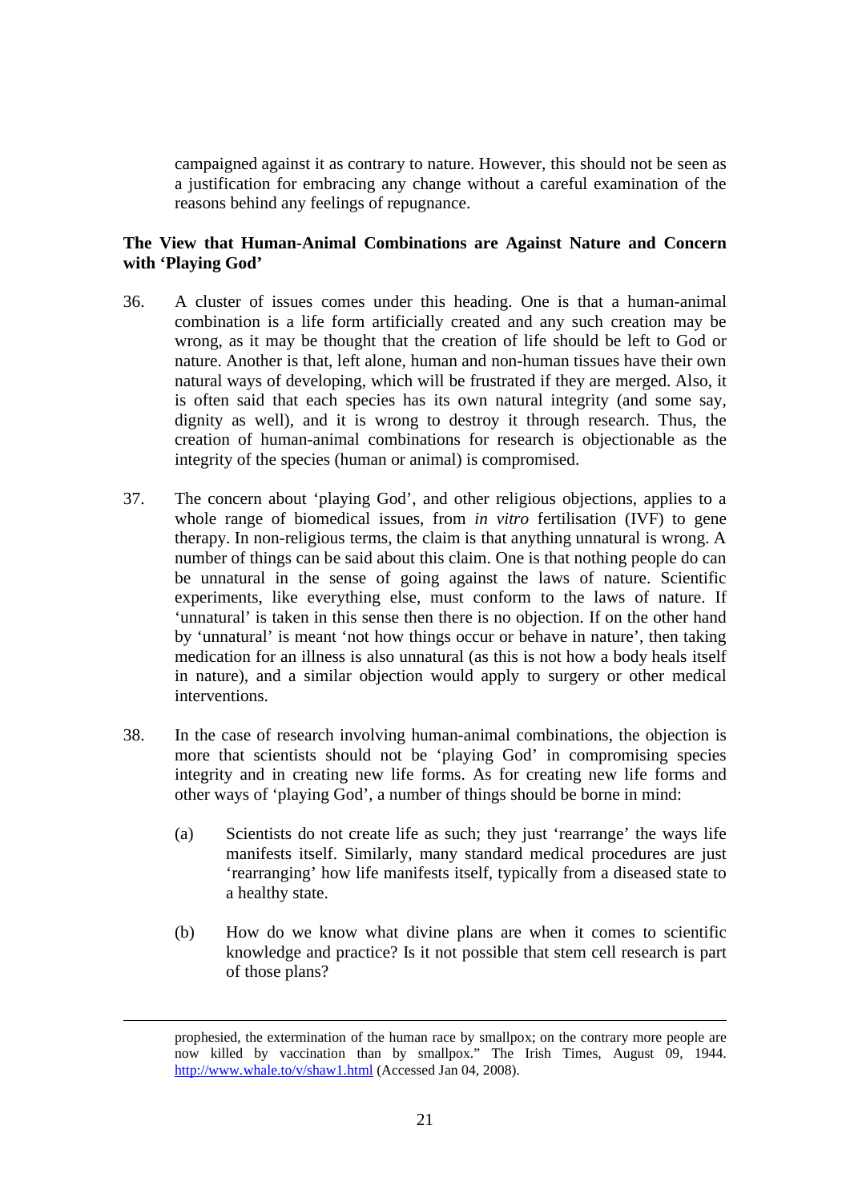campaigned against it as contrary to nature. However, this should not be seen as a justification for embracing any change without a careful examination of the reasons behind any feelings of repugnance.

**The View that Human-Animal Combinations are Against Nature and Concern with 'Playing God'**

36. A cluster of issues comes under this heading. One is that a human-animal combination is a life form artificially created and any such creation may be wrong, as it may be thought that the creation of life should be left to God or nature. Another is that, left alone, human and non-human tissues have their own natural ways of developing, which will be frustrated if they are merged. Also, it is often said that each species has its own natural integrity (and some say, dignity as well), and it is wrong to destroy it through research. Thus, the creation of human-animal combinations for research is objectionable as the integrity of the species (human or animal) is compromised.

37. The concern about 'playing God', and other religious objections, applies to a whole range of biomedical issues, from *in vitro* fertilisation (IVF) to gene therapy. In non-religious terms, the claim is that anything unnatural is wrong. A number of things can be said about this claim. One is that nothing people do can be unnatural in the sense of going against the laws of nature. Scientific experiments, like everything else, must conform to the laws of nature. If 'unnatural' is taken in this sense then there is no objection. If on the other hand by 'unnatural' is meant 'not how things occur or behave in nature', then taking medication for an illness is also unnatural (as this is not how a body heals itself in nature), and a similar objection would apply to surgery or other medical interventions.

38. In the case of research involving human-animal combinations, the objection is more that scientists should not be 'playing God' in compromising species integrity and in creating new life forms. As for creating new life forms and other ways of 'playing God', a number of things should be borne in mind:

    (a) Scientists do not create life as such; they just 'rearrange' the ways life manifests itself. Similarly, many standard medical procedures are just 'rearranging' how life manifests itself, typically from a diseased state to a healthy state.

    (b) How do we know what divine plans are when it comes to scientific knowledge and practice? Is it not possible that stem cell research is part of those plans?

---

prophesied, the extermination of the human race by smallpox; on the contrary more people are now killed by vaccination than by smallpox." The Irish Times, August 09, 1944. http://www.whale.to/v/shaw1.html (Accessed Jan 04, 2008).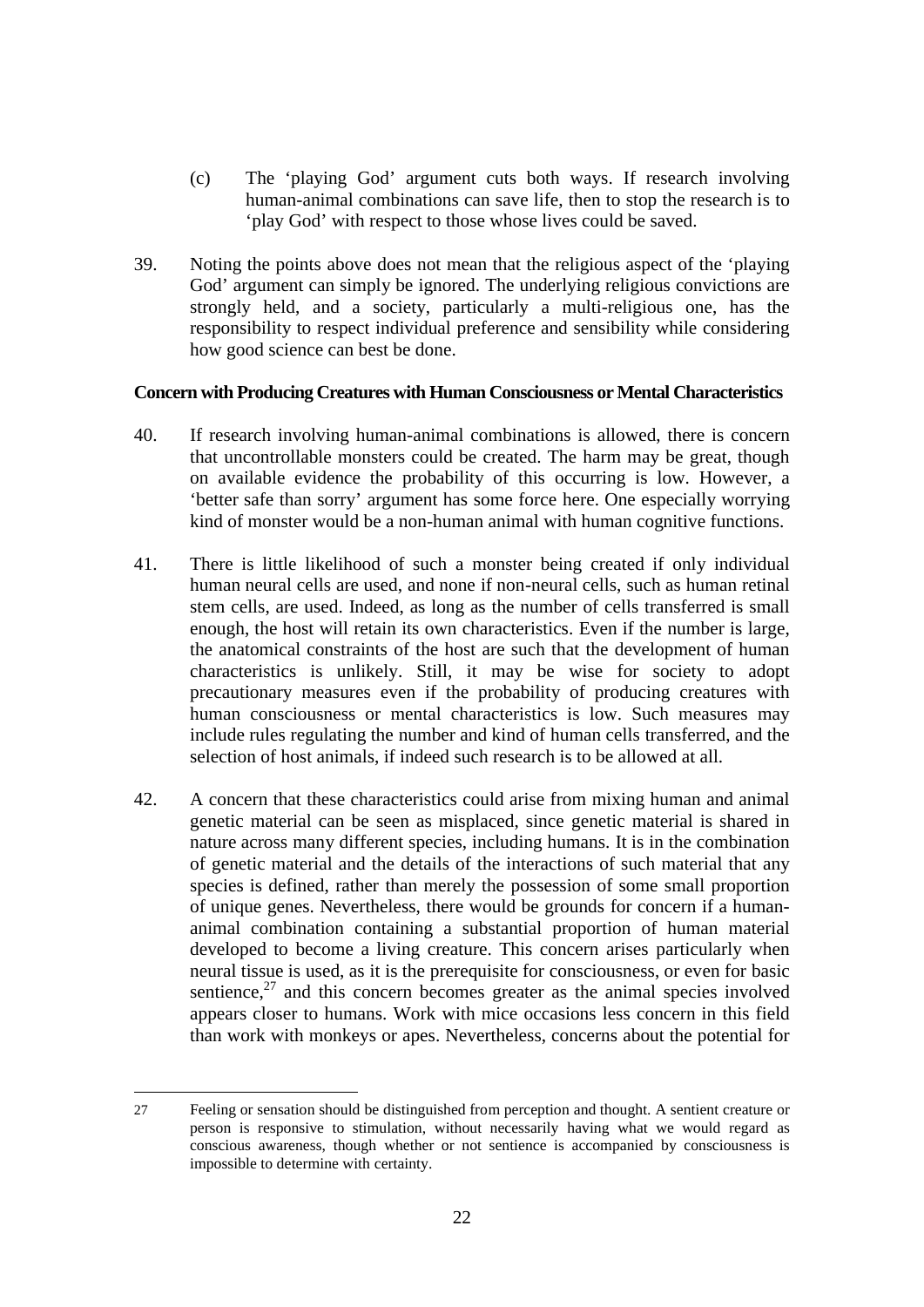(c) The 'playing God' argument cuts both ways. If research involving human-animal combinations can save life, then to stop the research is to 'play God' with respect to those whose lives could be saved.

39. Noting the points above does not mean that the religious aspect of the 'playing God' argument can simply be ignored. The underlying religious convictions are strongly held, and a society, particularly a multi-religious one, has the responsibility to respect individual preference and sensibility while considering how good science can best be done.

**Concern with Producing Creatures with Human Consciousness or Mental Characteristics**

40. If research involving human-animal combinations is allowed, there is concern that uncontrollable monsters could be created. The harm may be great, though on available evidence the probability of this occurring is low. However, a 'better safe than sorry' argument has some force here. One especially worrying kind of monster would be a non-human animal with human cognitive functions.

41. There is little likelihood of such a monster being created if only individual human neural cells are used, and none if non-neural cells, such as human retinal stem cells, are used. Indeed, as long as the number of cells transferred is small enough, the host will retain its own characteristics. Even if the number is large, the anatomical constraints of the host are such that the development of human characteristics is unlikely. Still, it may be wise for society to adopt precautionary measures even if the probability of producing creatures with human consciousness or mental characteristics is low. Such measures may include rules regulating the number and kind of human cells transferred, and the selection of host animals, if indeed such research is to be allowed at all.

42. A concern that these characteristics could arise from mixing human and animal genetic material can be seen as misplaced, since genetic material is shared in nature across many different species, including humans. It is in the combination of genetic material and the details of the interactions of such material that any species is defined, rather than merely the possession of some small proportion of unique genes. Nevertheless, there would be grounds for concern if a human-animal combination containing a substantial proportion of human material developed to become a living creature. This concern arises particularly when neural tissue is used, as it is the prerequisite for consciousness, or even for basic sentience,[27] and this concern becomes greater as the animal species involved appears closer to humans. Work with mice occasions less concern in this field than work with monkeys or apes. Nevertheless, concerns about the potential for

---

27 Feeling or sensation should be distinguished from perception and thought. A sentient creature or person is responsive to stimulation, without necessarily having what we would regard as conscious awareness, though whether or not sentience is accompanied by consciousness is impossible to determine with certainty.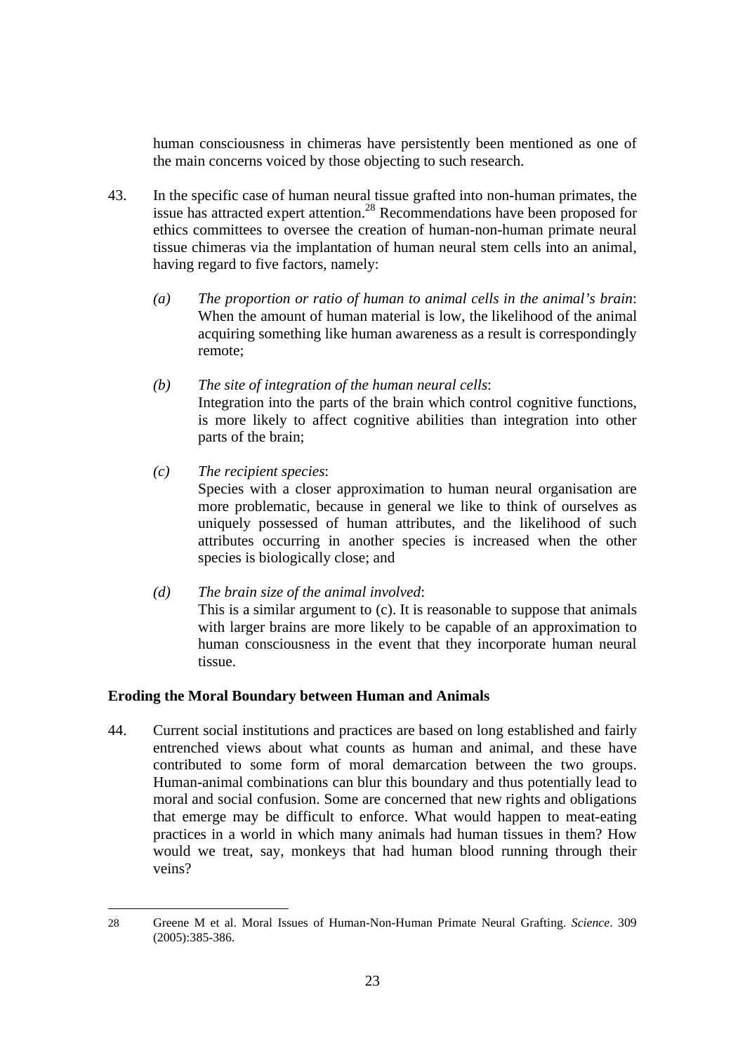human consciousness in chimeras have persistently been mentioned as one of the main concerns voiced by those objecting to such research.

43. In the specific case of human neural tissue grafted into non-human primates, the issue has attracted expert attention.[28] Recommendations have been proposed for ethics committees to oversee the creation of human-non-human primate neural tissue chimeras via the implantation of human neural stem cells into an animal, having regard to five factors, namely:

    *(a)* *The proportion or ratio of human to animal cells in the animal's brain*: When the amount of human material is low, the likelihood of the animal acquiring something like human awareness as a result is correspondingly remote;

    *(b)* *The site of integration of the human neural cells*: Integration into the parts of the brain which control cognitive functions, is more likely to affect cognitive abilities than integration into other parts of the brain;

    *(c)* *The recipient species*: Species with a closer approximation to human neural organisation are more problematic, because in general we like to think of ourselves as uniquely possessed of human attributes, and the likelihood of such attributes occurring in another species is increased when the other species is biologically close; and

    *(d)* *The brain size of the animal involved*: This is a similar argument to (c). It is reasonable to suppose that animals with larger brains are more likely to be capable of an approximation to human consciousness in the event that they incorporate human neural tissue.

**Eroding the Moral Boundary between Human and Animals**

44. Current social institutions and practices are based on long established and fairly entrenched views about what counts as human and animal, and these have contributed to some form of moral demarcation between the two groups. Human-animal combinations can blur this boundary and thus potentially lead to moral and social confusion. Some are concerned that new rights and obligations that emerge may be difficult to enforce. What would happen to meat-eating practices in a world in which many animals had human tissues in them? How would we treat, say, monkeys that had human blood running through their veins?

---

28 Greene M et al. Moral Issues of Human-Non-Human Primate Neural Grafting. *Science*. 309 (2005):385-386.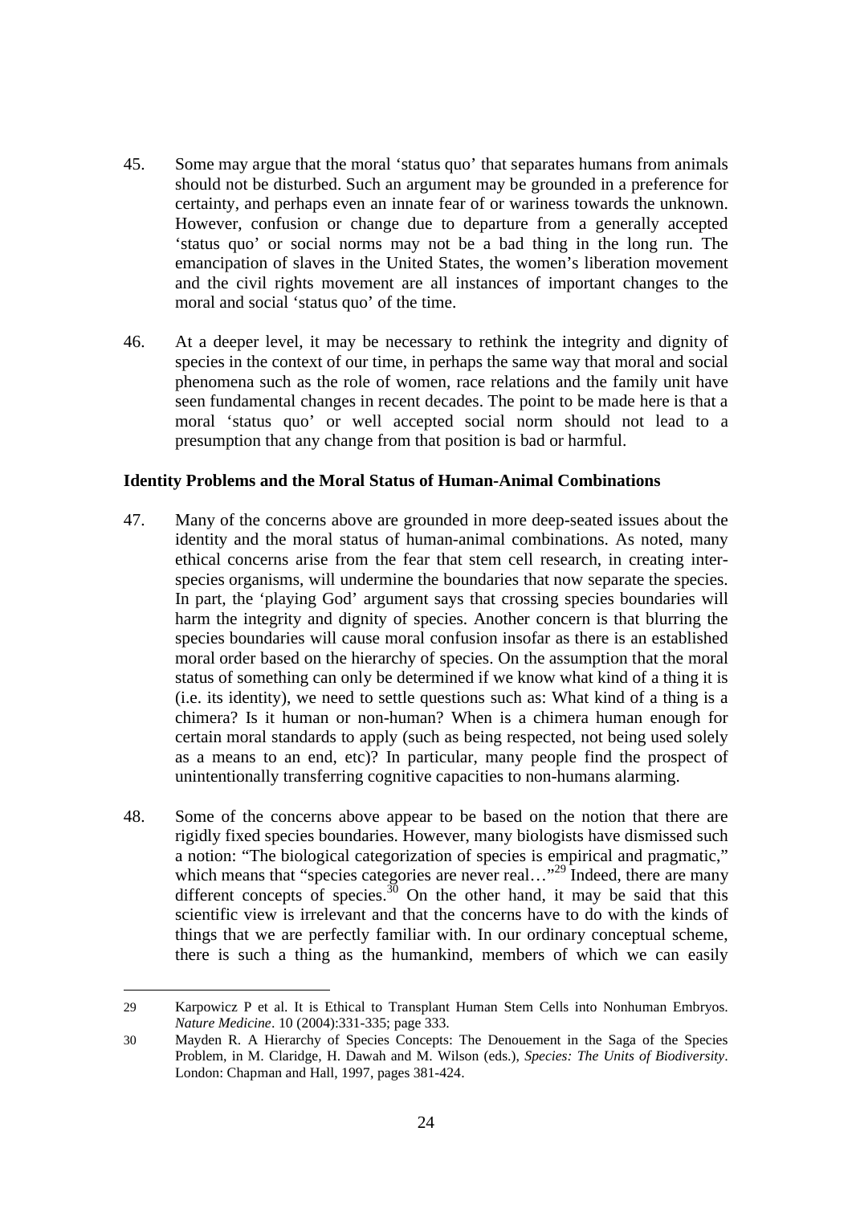45. Some may argue that the moral 'status quo' that separates humans from animals should not be disturbed. Such an argument may be grounded in a preference for certainty, and perhaps even an innate fear of or wariness towards the unknown. However, confusion or change due to departure from a generally accepted 'status quo' or social norms may not be a bad thing in the long run. The emancipation of slaves in the United States, the women's liberation movement and the civil rights movement are all instances of important changes to the moral and social 'status quo' of the time.

46. At a deeper level, it may be necessary to rethink the integrity and dignity of species in the context of our time, in perhaps the same way that moral and social phenomena such as the role of women, race relations and the family unit have seen fundamental changes in recent decades. The point to be made here is that a moral 'status quo' or well accepted social norm should not lead to a presumption that any change from that position is bad or harmful.

**Identity Problems and the Moral Status of Human-Animal Combinations**

47. Many of the concerns above are grounded in more deep-seated issues about the identity and the moral status of human-animal combinations. As noted, many ethical concerns arise from the fear that stem cell research, in creating inter-species organisms, will undermine the boundaries that now separate the species. In part, the 'playing God' argument says that crossing species boundaries will harm the integrity and dignity of species. Another concern is that blurring the species boundaries will cause moral confusion insofar as there is an established moral order based on the hierarchy of species. On the assumption that the moral status of something can only be determined if we know what kind of a thing it is (i.e. its identity), we need to settle questions such as: What kind of a thing is a chimera? Is it human or non-human? When is a chimera human enough for certain moral standards to apply (such as being respected, not being used solely as a means to an end, etc)? In particular, many people find the prospect of unintentionally transferring cognitive capacities to non-humans alarming.

48. Some of the concerns above appear to be based on the notion that there are rigidly fixed species boundaries. However, many biologists have dismissed such a notion: "The biological categorization of species is empirical and pragmatic," which means that "species categories are never real…"[29] Indeed, there are many different concepts of species.[30] On the other hand, it may be said that this scientific view is irrelevant and that the concerns have to do with the kinds of things that we are perfectly familiar with. In our ordinary conceptual scheme, there is such a thing as the humankind, members of which we can easily

---

29 Karpowicz P et al. It is Ethical to Transplant Human Stem Cells into Nonhuman Embryos. *Nature Medicine*. 10 (2004):331-335; page 333.

30 Mayden R. A Hierarchy of Species Concepts: The Denouement in the Saga of the Species Problem, in M. Claridge, H. Dawah and M. Wilson (eds.), *Species: The Units of Biodiversity*. London: Chapman and Hall, 1997, pages 381-424.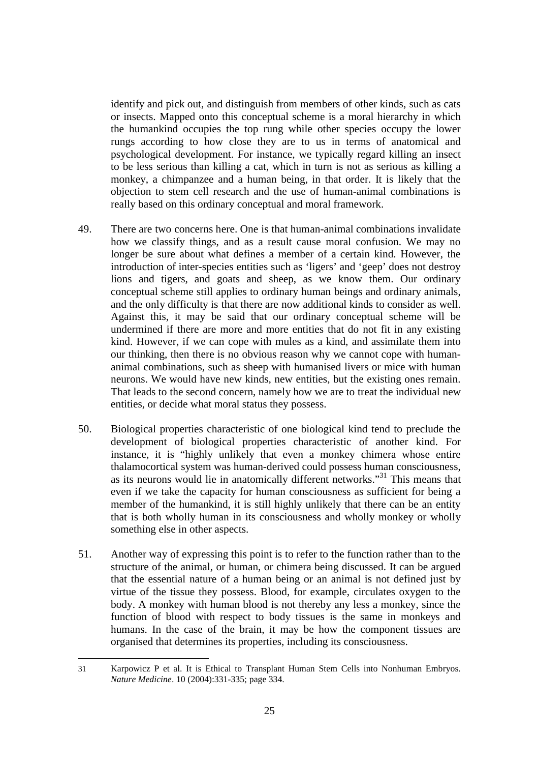identify and pick out, and distinguish from members of other kinds, such as cats or insects. Mapped onto this conceptual scheme is a moral hierarchy in which the humankind occupies the top rung while other species occupy the lower rungs according to how close they are to us in terms of anatomical and psychological development. For instance, we typically regard killing an insect to be less serious than killing a cat, which in turn is not as serious as killing a monkey, a chimpanzee and a human being, in that order. It is likely that the objection to stem cell research and the use of human-animal combinations is really based on this ordinary conceptual and moral framework.

49. There are two concerns here. One is that human-animal combinations invalidate how we classify things, and as a result cause moral confusion. We may no longer be sure about what defines a member of a certain kind. However, the introduction of inter-species entities such as 'ligers' and 'geep' does not destroy lions and tigers, and goats and sheep, as we know them. Our ordinary conceptual scheme still applies to ordinary human beings and ordinary animals, and the only difficulty is that there are now additional kinds to consider as well. Against this, it may be said that our ordinary conceptual scheme will be undermined if there are more and more entities that do not fit in any existing kind. However, if we can cope with mules as a kind, and assimilate them into our thinking, then there is no obvious reason why we cannot cope with human-animal combinations, such as sheep with humanised livers or mice with human neurons. We would have new kinds, new entities, but the existing ones remain. That leads to the second concern, namely how we are to treat the individual new entities, or decide what moral status they possess.

50. Biological properties characteristic of one biological kind tend to preclude the development of biological properties characteristic of another kind. For instance, it is "highly unlikely that even a monkey chimera whose entire thalamocortical system was human-derived could possess human consciousness, as its neurons would lie in anatomically different networks."[31] This means that even if we take the capacity for human consciousness as sufficient for being a member of the humankind, it is still highly unlikely that there can be an entity that is both wholly human in its consciousness and wholly monkey or wholly something else in other aspects.

51. Another way of expressing this point is to refer to the function rather than to the structure of the animal, or human, or chimera being discussed. It can be argued that the essential nature of a human being or an animal is not defined just by virtue of the tissue they possess. Blood, for example, circulates oxygen to the body. A monkey with human blood is not thereby any less a monkey, since the function of blood with respect to body tissues is the same in monkeys and humans. In the case of the brain, it may be how the component tissues are organised that determines its properties, including its consciousness.

---

31 Karpowicz P et al. It is Ethical to Transplant Human Stem Cells into Nonhuman Embryos. *Nature Medicine*. 10 (2004):331-335; page 334.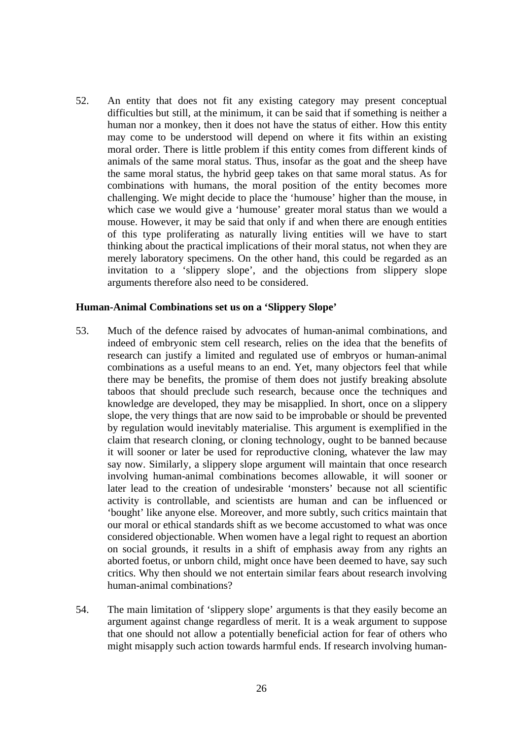52. An entity that does not fit any existing category may present conceptual difficulties but still, at the minimum, it can be said that if something is neither a human nor a monkey, then it does not have the status of either. How this entity may come to be understood will depend on where it fits within an existing moral order. There is little problem if this entity comes from different kinds of animals of the same moral status. Thus, insofar as the goat and the sheep have the same moral status, the hybrid geep takes on that same moral status. As for combinations with humans, the moral position of the entity becomes more challenging. We might decide to place the 'humouse' higher than the mouse, in which case we would give a 'humouse' greater moral status than we would a mouse. However, it may be said that only if and when there are enough entities of this type proliferating as naturally living entities will we have to start thinking about the practical implications of their moral status, not when they are merely laboratory specimens. On the other hand, this could be regarded as an invitation to a 'slippery slope', and the objections from slippery slope arguments therefore also need to be considered.

**Human-Animal Combinations set us on a 'Slippery Slope'**

53. Much of the defence raised by advocates of human-animal combinations, and indeed of embryonic stem cell research, relies on the idea that the benefits of research can justify a limited and regulated use of embryos or human-animal combinations as a useful means to an end. Yet, many objectors feel that while there may be benefits, the promise of them does not justify breaking absolute taboos that should preclude such research, because once the techniques and knowledge are developed, they may be misapplied. In short, once on a slippery slope, the very things that are now said to be improbable or should be prevented by regulation would inevitably materialise. This argument is exemplified in the claim that research cloning, or cloning technology, ought to be banned because it will sooner or later be used for reproductive cloning, whatever the law may say now. Similarly, a slippery slope argument will maintain that once research involving human-animal combinations becomes allowable, it will sooner or later lead to the creation of undesirable 'monsters' because not all scientific activity is controllable, and scientists are human and can be influenced or 'bought' like anyone else. Moreover, and more subtly, such critics maintain that our moral or ethical standards shift as we become accustomed to what was once considered objectionable. When women have a legal right to request an abortion on social grounds, it results in a shift of emphasis away from any rights an aborted foetus, or unborn child, might once have been deemed to have, say such critics. Why then should we not entertain similar fears about research involving human-animal combinations?

54. The main limitation of 'slippery slope' arguments is that they easily become an argument against change regardless of merit. It is a weak argument to suppose that one should not allow a potentially beneficial action for fear of others who might misapply such action towards harmful ends. If research involving human-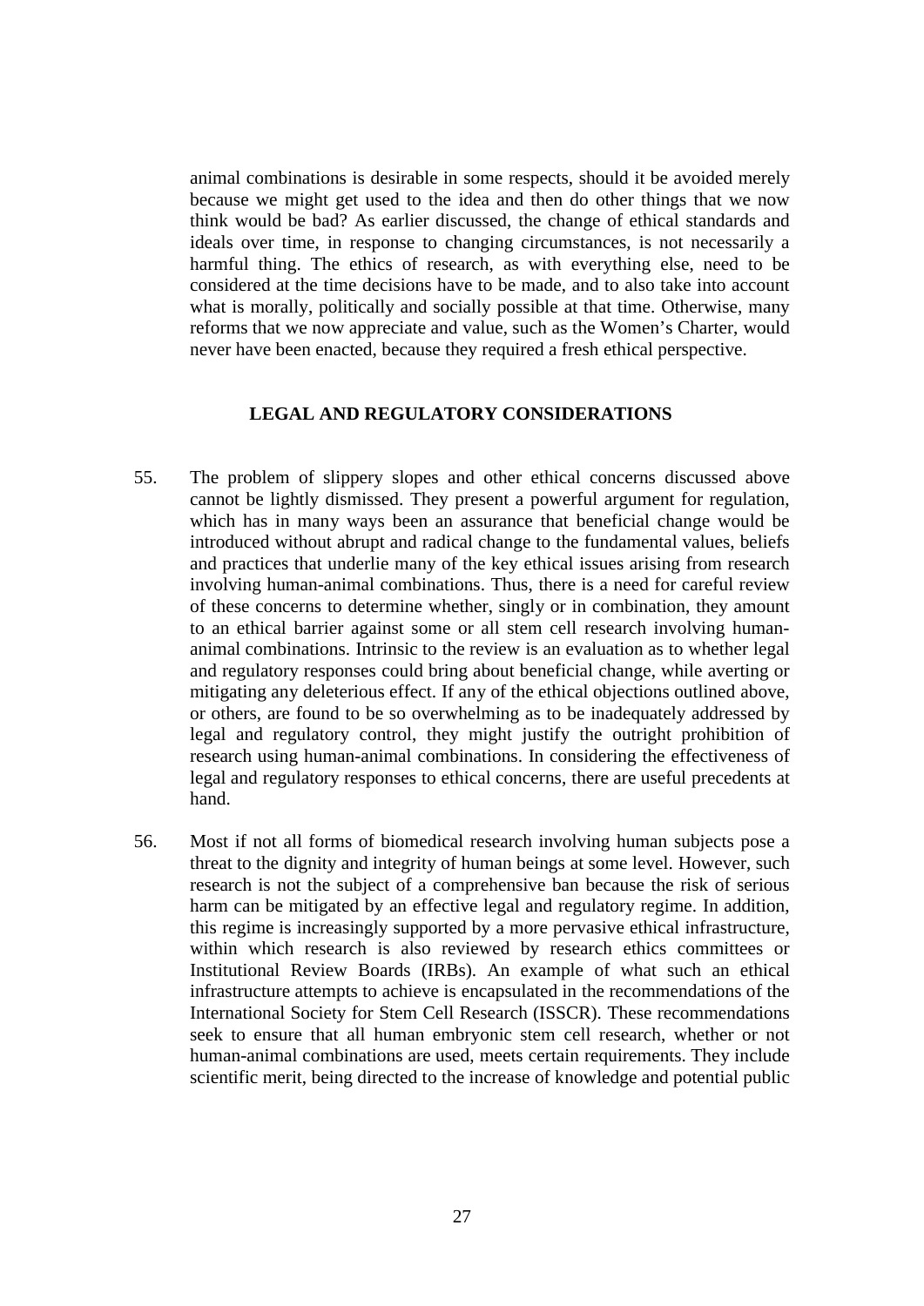animal combinations is desirable in some respects, should it be avoided merely because we might get used to the idea and then do other things that we now think would be bad? As earlier discussed, the change of ethical standards and ideals over time, in response to changing circumstances, is not necessarily a harmful thing. The ethics of research, as with everything else, need to be considered at the time decisions have to be made, and to also take into account what is morally, politically and socially possible at that time. Otherwise, many reforms that we now appreciate and value, such as the Women's Charter, would never have been enacted, because they required a fresh ethical perspective.

## LEGAL AND REGULATORY CONSIDERATIONS

55. The problem of slippery slopes and other ethical concerns discussed above cannot be lightly dismissed. They present a powerful argument for regulation, which has in many ways been an assurance that beneficial change would be introduced without abrupt and radical change to the fundamental values, beliefs and practices that underlie many of the key ethical issues arising from research involving human-animal combinations. Thus, there is a need for careful review of these concerns to determine whether, singly or in combination, they amount to an ethical barrier against some or all stem cell research involving human-animal combinations. Intrinsic to the review is an evaluation as to whether legal and regulatory responses could bring about beneficial change, while averting or mitigating any deleterious effect. If any of the ethical objections outlined above, or others, are found to be so overwhelming as to be inadequately addressed by legal and regulatory control, they might justify the outright prohibition of research using human-animal combinations. In considering the effectiveness of legal and regulatory responses to ethical concerns, there are useful precedents at hand.

56. Most if not all forms of biomedical research involving human subjects pose a threat to the dignity and integrity of human beings at some level. However, such research is not the subject of a comprehensive ban because the risk of serious harm can be mitigated by an effective legal and regulatory regime. In addition, this regime is increasingly supported by a more pervasive ethical infrastructure, within which research is also reviewed by research ethics committees or Institutional Review Boards (IRBs). An example of what such an ethical infrastructure attempts to achieve is encapsulated in the recommendations of the International Society for Stem Cell Research (ISSCR). These recommendations seek to ensure that all human embryonic stem cell research, whether or not human-animal combinations are used, meets certain requirements. They include scientific merit, being directed to the increase of knowledge and potential public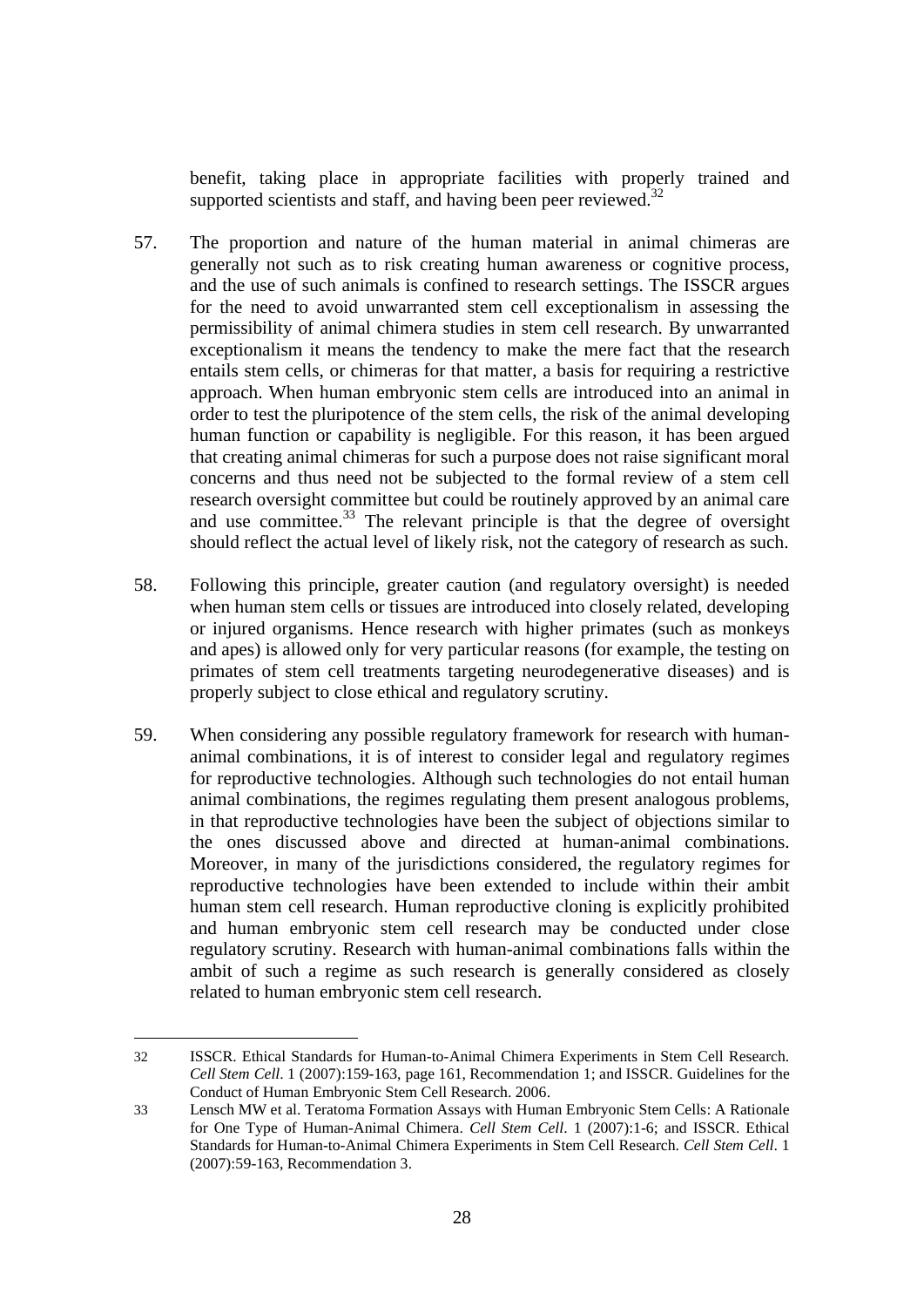benefit, taking place in appropriate facilities with properly trained and supported scientists and staff, and having been peer reviewed.[32]

57. The proportion and nature of the human material in animal chimeras are generally not such as to risk creating human awareness or cognitive process, and the use of such animals is confined to research settings. The ISSCR argues for the need to avoid unwarranted stem cell exceptionalism in assessing the permissibility of animal chimera studies in stem cell research. By unwarranted exceptionalism it means the tendency to make the mere fact that the research entails stem cells, or chimeras for that matter, a basis for requiring a restrictive approach. When human embryonic stem cells are introduced into an animal in order to test the pluripotence of the stem cells, the risk of the animal developing human function or capability is negligible. For this reason, it has been argued that creating animal chimeras for such a purpose does not raise significant moral concerns and thus need not be subjected to the formal review of a stem cell research oversight committee but could be routinely approved by an animal care and use committee.[33] The relevant principle is that the degree of oversight should reflect the actual level of likely risk, not the category of research as such.

58. Following this principle, greater caution (and regulatory oversight) is needed when human stem cells or tissues are introduced into closely related, developing or injured organisms. Hence research with higher primates (such as monkeys and apes) is allowed only for very particular reasons (for example, the testing on primates of stem cell treatments targeting neurodegenerative diseases) and is properly subject to close ethical and regulatory scrutiny.

59. When considering any possible regulatory framework for research with human-animal combinations, it is of interest to consider legal and regulatory regimes for reproductive technologies. Although such technologies do not entail human animal combinations, the regimes regulating them present analogous problems, in that reproductive technologies have been the subject of objections similar to the ones discussed above and directed at human-animal combinations. Moreover, in many of the jurisdictions considered, the regulatory regimes for reproductive technologies have been extended to include within their ambit human stem cell research. Human reproductive cloning is explicitly prohibited and human embryonic stem cell research may be conducted under close regulatory scrutiny. Research with human-animal combinations falls within the ambit of such a regime as such research is generally considered as closely related to human embryonic stem cell research.

---

32 ISSCR. Ethical Standards for Human-to-Animal Chimera Experiments in Stem Cell Research. *Cell Stem Cell*. 1 (2007):159-163, page 161, Recommendation 1; and ISSCR. Guidelines for the Conduct of Human Embryonic Stem Cell Research. 2006.

33 Lensch MW et al. Teratoma Formation Assays with Human Embryonic Stem Cells: A Rationale for One Type of Human-Animal Chimera. *Cell Stem Cell*. 1 (2007):1-6; and ISSCR. Ethical Standards for Human-to-Animal Chimera Experiments in Stem Cell Research. *Cell Stem Cell*. 1 (2007):59-163, Recommendation 3.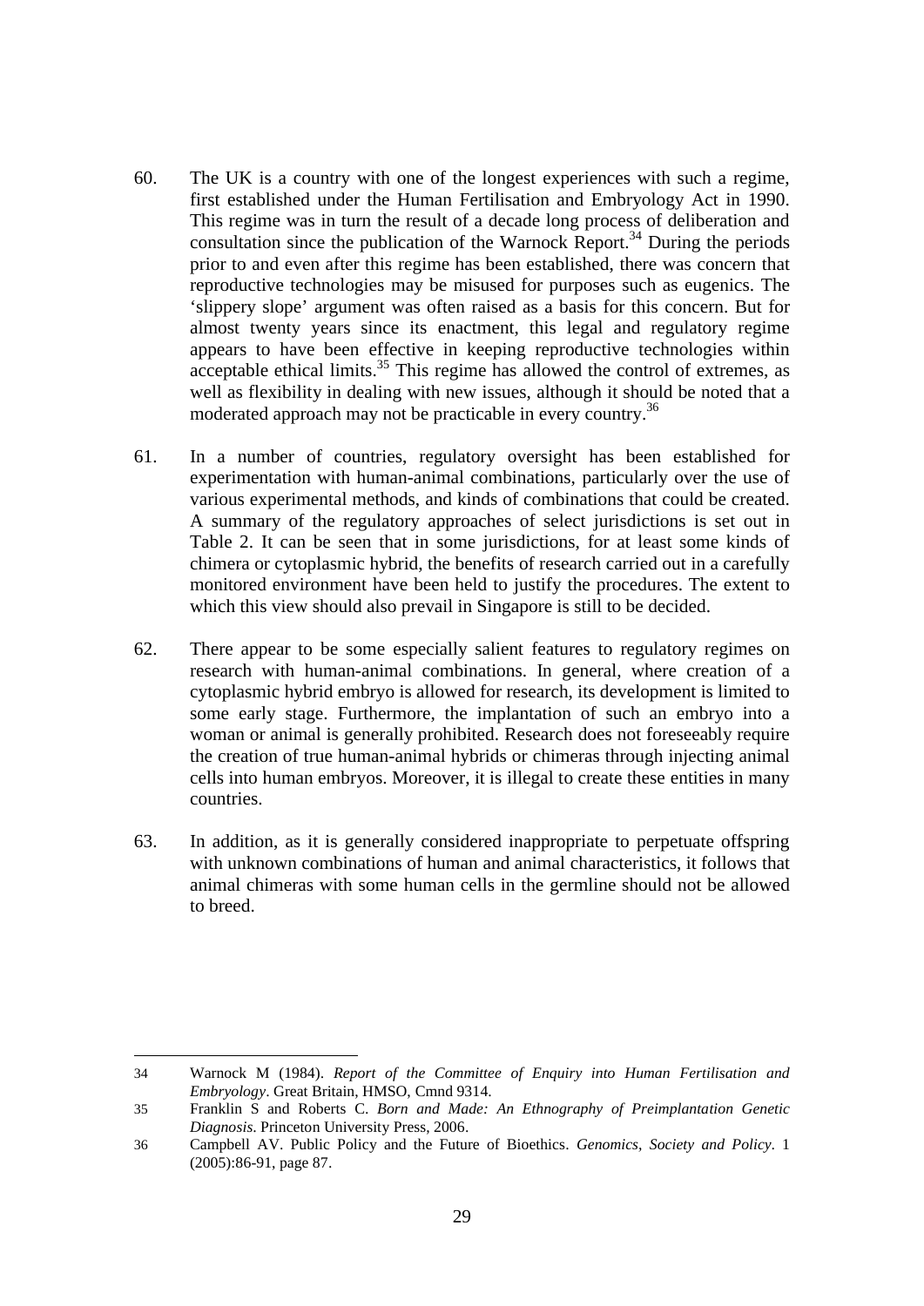60. The UK is a country with one of the longest experiences with such a regime, first established under the Human Fertilisation and Embryology Act in 1990. This regime was in turn the result of a decade long process of deliberation and consultation since the publication of the Warnock Report.[34] During the periods prior to and even after this regime has been established, there was concern that reproductive technologies may be misused for purposes such as eugenics. The 'slippery slope' argument was often raised as a basis for this concern. But for almost twenty years since its enactment, this legal and regulatory regime appears to have been effective in keeping reproductive technologies within acceptable ethical limits.[35] This regime has allowed the control of extremes, as well as flexibility in dealing with new issues, although it should be noted that a moderated approach may not be practicable in every country.[36]

61. In a number of countries, regulatory oversight has been established for experimentation with human-animal combinations, particularly over the use of various experimental methods, and kinds of combinations that could be created. A summary of the regulatory approaches of select jurisdictions is set out in Table 2. It can be seen that in some jurisdictions, for at least some kinds of chimera or cytoplasmic hybrid, the benefits of research carried out in a carefully monitored environment have been held to justify the procedures. The extent to which this view should also prevail in Singapore is still to be decided.

62. There appear to be some especially salient features to regulatory regimes on research with human-animal combinations. In general, where creation of a cytoplasmic hybrid embryo is allowed for research, its development is limited to some early stage. Furthermore, the implantation of such an embryo into a woman or animal is generally prohibited. Research does not foreseeably require the creation of true human-animal hybrids or chimeras through injecting animal cells into human embryos. Moreover, it is illegal to create these entities in many countries.

63. In addition, as it is generally considered inappropriate to perpetuate offspring with unknown combinations of human and animal characteristics, it follows that animal chimeras with some human cells in the germline should not be allowed to breed.

---

34 Warnock M (1984). *Report of the Committee of Enquiry into Human Fertilisation and Embryology*. Great Britain, HMSO, Cmnd 9314.

35 Franklin S and Roberts C. *Born and Made: An Ethnography of Preimplantation Genetic Diagnosis.* Princeton University Press, 2006.

36 Campbell AV. Public Policy and the Future of Bioethics. *Genomics, Society and Policy*. 1 (2005):86-91, page 87.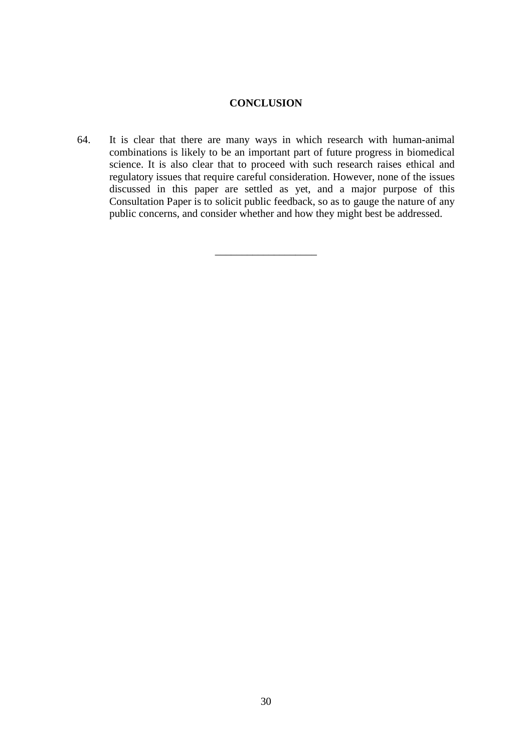**CONCLUSION**

64. It is clear that there are many ways in which research with human-animal combinations is likely to be an important part of future progress in biomedical science. It is also clear that to proceed with such research raises ethical and regulatory issues that require careful consideration. However, none of the issues discussed in this paper are settled as yet, and a major purpose of this Consultation Paper is to solicit public feedback, so as to gauge the nature of any public concerns, and consider whether and how they might best be addressed.

___________________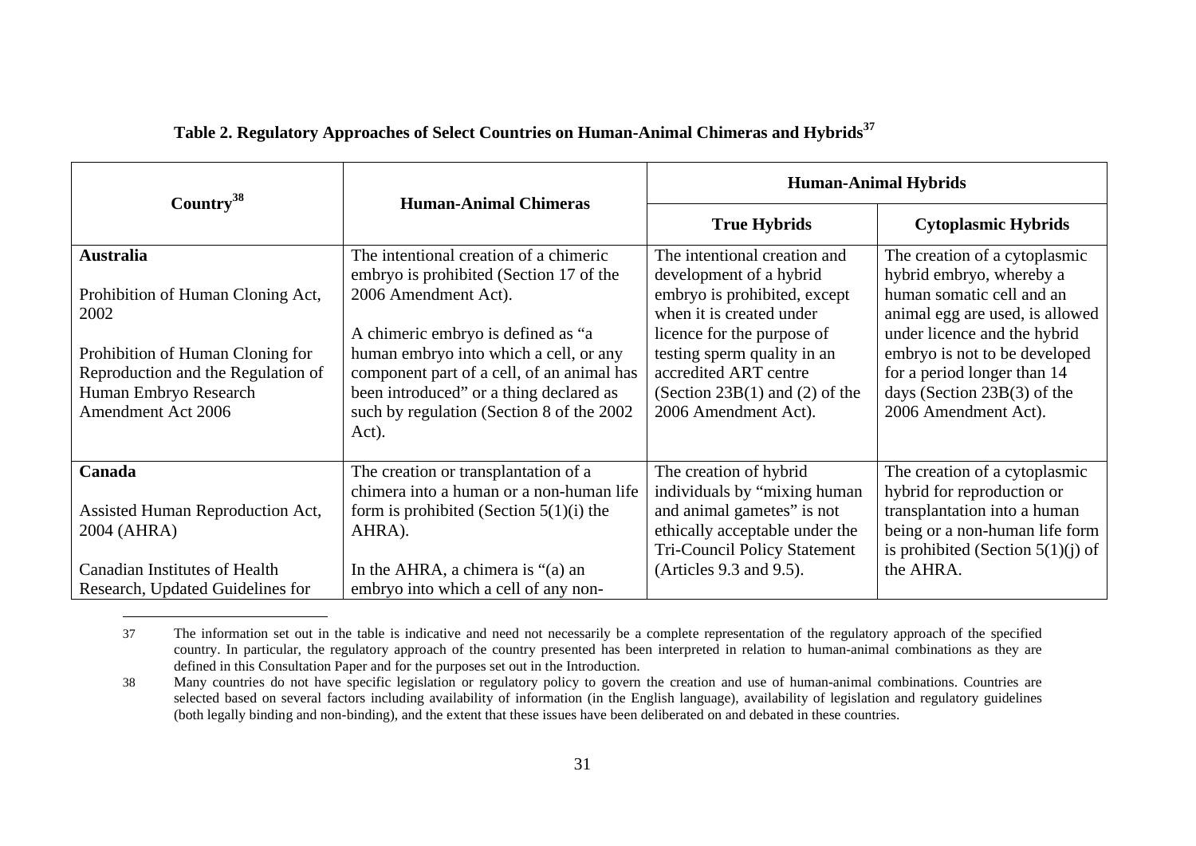**Table 2. Regulatory Approaches of Select Countries on Human-Animal Chimeras and Hybrids[37]**

| Country[38] | Human-Animal Chimeras | Human-Animal Hybrids | |
|---|---|---|---|
| | | **True Hybrids** | **Cytoplasmic Hybrids** |
| **Australia**<br><br>Prohibition of Human Cloning Act, 2002<br><br>Prohibition of Human Cloning for Reproduction and the Regulation of Human Embryo Research Amendment Act 2006 | The intentional creation of a chimeric embryo is prohibited (Section 17 of the 2006 Amendment Act).<br><br>A chimeric embryo is defined as "a human embryo into which a cell, or any component part of a cell, of an animal has been introduced" or a thing declared as such by regulation (Section 8 of the 2002 Act). | The intentional creation and development of a hybrid embryo is prohibited, except when it is created under licence for the purpose of testing sperm quality in an accredited ART centre (Section 23B(1) and (2) of the 2006 Amendment Act). | The creation of a cytoplasmic hybrid embryo, whereby a human somatic cell and an animal egg are used, is allowed under licence and the hybrid embryo is not to be developed for a period longer than 14 days (Section 23B(3) of the 2006 Amendment Act). |
| **Canada**<br><br>Assisted Human Reproduction Act, 2004 (AHRA)<br><br>Canadian Institutes of Health Research, Updated Guidelines for | The creation or transplantation of a chimera into a human or a non-human life form is prohibited (Section 5(1)(i) the AHRA).<br><br>In the AHRA, a chimera is "(a) an embryo into which a cell of any non- | The creation of hybrid individuals by "mixing human and animal gametes" is not ethically acceptable under the Tri-Council Policy Statement (Articles 9.3 and 9.5). | The creation of a cytoplasmic hybrid for reproduction or transplantation into a human being or a non-human life form is prohibited (Section 5(1)(j) of the AHRA. |

37 The information set out in the table is indicative and need not necessarily be a complete representation of the regulatory approach of the specified country. In particular, the regulatory approach of the country presented has been interpreted in relation to human-animal combinations as they are defined in this Consultation Paper and for the purposes set out in the Introduction.

38 Many countries do not have specific legislation or regulatory policy to govern the creation and use of human-animal combinations. Countries are selected based on several factors including availability of information (in the English language), availability of legislation and regulatory guidelines (both legally binding and non-binding), and the extent that these issues have been deliberated on and debated in these countries.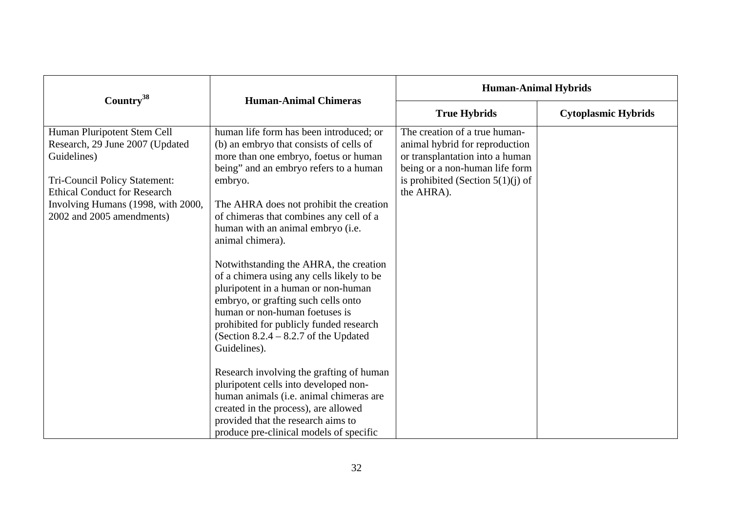| Country[38] | Human-Animal Chimeras | Human-Animal Hybrids | |
|---|---|---|---|
| | | **True Hybrids** | **Cytoplasmic Hybrids** |
| Human Pluripotent Stem Cell Research, 29 June 2007 (Updated Guidelines)<br><br>Tri-Council Policy Statement: Ethical Conduct for Research Involving Humans (1998, with 2000, 2002 and 2005 amendments) | human life form has been introduced; or (b) an embryo that consists of cells of more than one embryo, foetus or human being" and an embryo refers to a human embryo.<br><br>The AHRA does not prohibit the creation of chimeras that combines any cell of a human with an animal embryo (i.e. animal chimera).<br><br>Notwithstanding the AHRA, the creation of a chimera using any cells likely to be pluripotent in a human or non-human embryo, or grafting such cells onto human or non-human foetuses is prohibited for publicly funded research (Section 8.2.4 – 8.2.7 of the Updated Guidelines).<br><br>Research involving the grafting of human pluripotent cells into developed non-human animals (i.e. animal chimeras are created in the process), are allowed provided that the research aims to produce pre-clinical models of specific | The creation of a true human-animal hybrid for reproduction or transplantation into a human being or a non-human life form is prohibited (Section 5(1)(j) of the AHRA). | |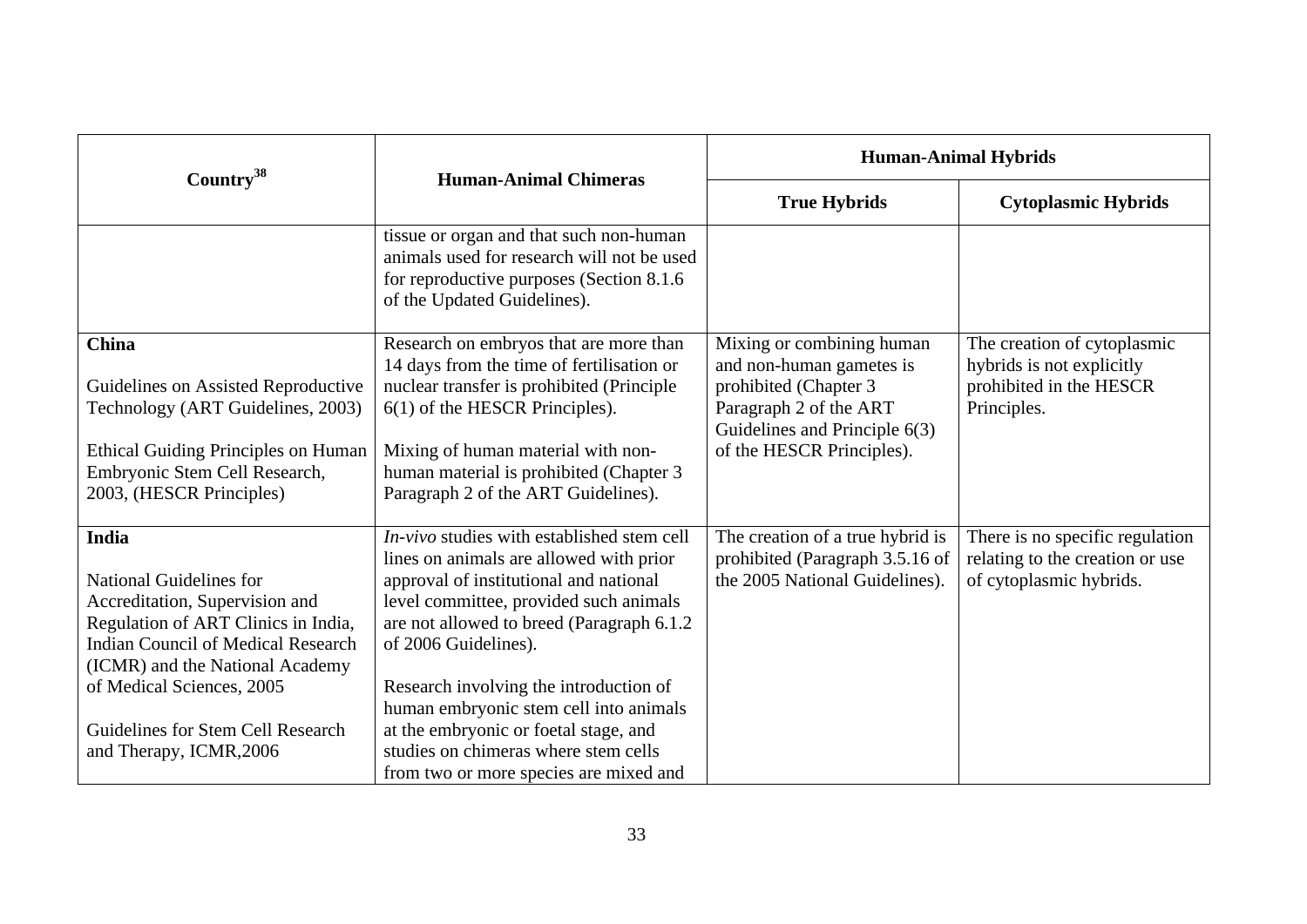| Country[38] | Human-Animal Chimeras | Human-Animal Hybrids | |
|---|---|---|---|
| | | **True Hybrids** | **Cytoplasmic Hybrids** |
| | tissue or organ and that such non-human animals used for research will not be used for reproductive purposes (Section 8.1.6 of the Updated Guidelines). | | |
| **China**<br><br>Guidelines on Assisted Reproductive Technology (ART Guidelines, 2003)<br><br>Ethical Guiding Principles on Human Embryonic Stem Cell Research, 2003, (HESCR Principles) | Research on embryos that are more than 14 days from the time of fertilisation or nuclear transfer is prohibited (Principle 6(1) of the HESCR Principles).<br><br>Mixing of human material with non-human material is prohibited (Chapter 3 Paragraph 2 of the ART Guidelines). | Mixing or combining human and non-human gametes is prohibited (Chapter 3 Paragraph 2 of the ART Guidelines and Principle 6(3) of the HESCR Principles). | The creation of cytoplasmic hybrids is not explicitly prohibited in the HESCR Principles. |
| **India**<br><br>National Guidelines for Accreditation, Supervision and Regulation of ART Clinics in India, Indian Council of Medical Research (ICMR) and the National Academy of Medical Sciences, 2005<br><br>Guidelines for Stem Cell Research and Therapy, ICMR,2006 | *In-vivo* studies with established stem cell lines on animals are allowed with prior approval of institutional and national level committee, provided such animals are not allowed to breed (Paragraph 6.1.2 of 2006 Guidelines).<br><br>Research involving the introduction of human embryonic stem cell into animals at the embryonic or foetal stage, and studies on chimeras where stem cells from two or more species are mixed and | The creation of a true hybrid is prohibited (Paragraph 3.5.16 of the 2005 National Guidelines). | There is no specific regulation relating to the creation or use of cytoplasmic hybrids. |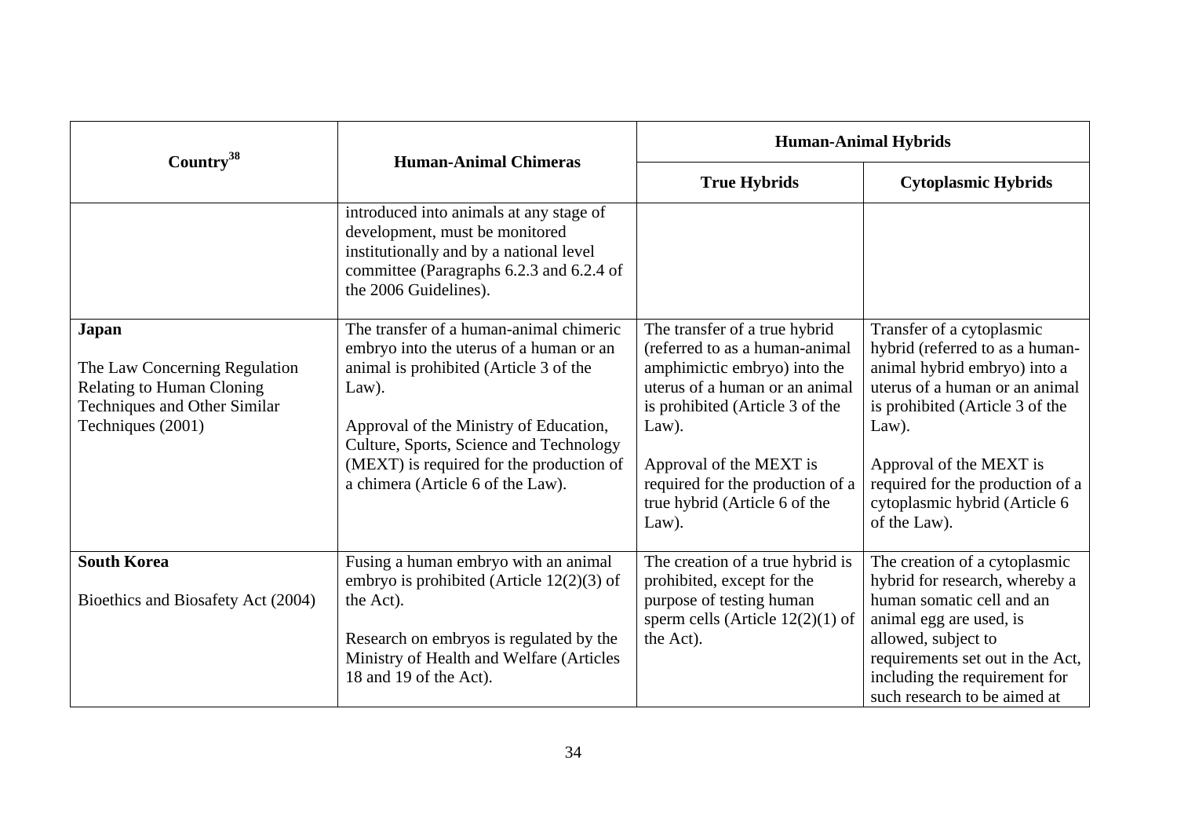| Country[38] | Human-Animal Chimeras | Human-Animal Hybrids | |
|---|---|---|---|
| | | True Hybrids | Cytoplasmic Hybrids |
| | introduced into animals at any stage of development, must be monitored institutionally and by a national level committee (Paragraphs 6.2.3 and 6.2.4 of the 2006 Guidelines). | | |
| **Japan**<br><br>The Law Concerning Regulation Relating to Human Cloning Techniques and Other Similar Techniques (2001) | The transfer of a human-animal chimeric embryo into the uterus of a human or an animal is prohibited (Article 3 of the Law).<br><br>Approval of the Ministry of Education, Culture, Sports, Science and Technology (MEXT) is required for the production of a chimera (Article 6 of the Law). | The transfer of a true hybrid (referred to as a human-animal amphimictic embryo) into the uterus of a human or an animal is prohibited (Article 3 of the Law).<br><br>Approval of the MEXT is required for the production of a true hybrid (Article 6 of the Law). | Transfer of a cytoplasmic hybrid (referred to as a human-animal hybrid embryo) into a uterus of a human or an animal is prohibited (Article 3 of the Law).<br><br>Approval of the MEXT is required for the production of a cytoplasmic hybrid (Article 6 of the Law). |
| **South Korea**<br><br>Bioethics and Biosafety Act (2004) | Fusing a human embryo with an animal embryo is prohibited (Article 12(2)(3) of the Act).<br><br>Research on embryos is regulated by the Ministry of Health and Welfare (Articles 18 and 19 of the Act). | The creation of a true hybrid is prohibited, except for the purpose of testing human sperm cells (Article 12(2)(1) of the Act). | The creation of a cytoplasmic hybrid for research, whereby a human somatic cell and an animal egg are used, is allowed, subject to requirements set out in the Act, including the requirement for such research to be aimed at |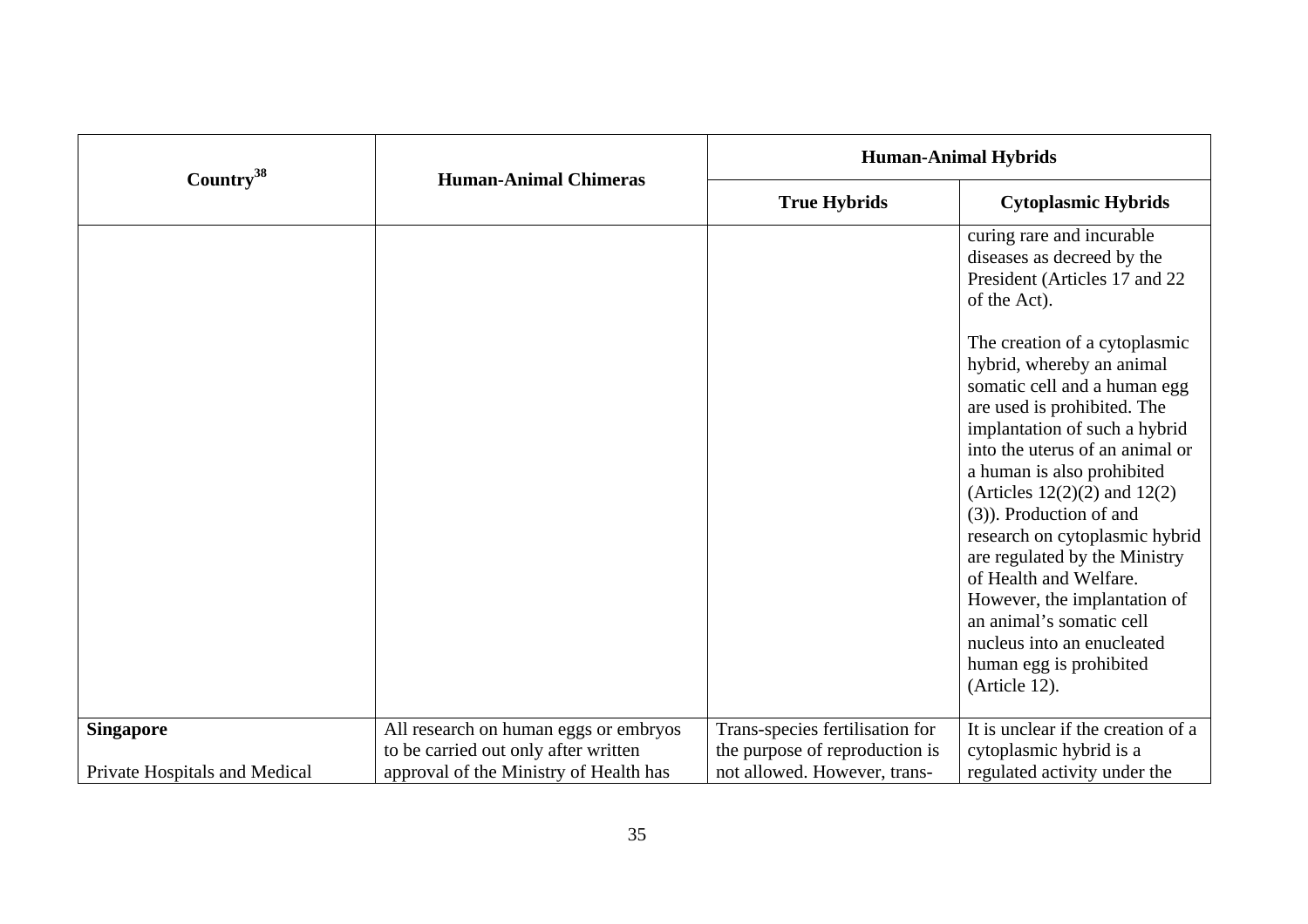| Country[38] | Human-Animal Chimeras | Human-Animal Hybrids | |
|---|---|---|---|
| | | **True Hybrids** | **Cytoplasmic Hybrids** |
| | | | curing rare and incurable diseases as decreed by the President (Articles 17 and 22 of the Act).<br><br>The creation of a cytoplasmic hybrid, whereby an animal somatic cell and a human egg are used is prohibited. The implantation of such a hybrid into the uterus of an animal or a human is also prohibited (Articles 12(2)(2) and 12(2)(3)). Production of and research on cytoplasmic hybrid are regulated by the Ministry of Health and Welfare. However, the implantation of an animal's somatic cell nucleus into an enucleated human egg is prohibited (Article 12). |
| **Singapore**<br><br>Private Hospitals and Medical | All research on human eggs or embryos to be carried out only after written approval of the Ministry of Health has | Trans-species fertilisation for the purpose of reproduction is not allowed. However, trans- | It is unclear if the creation of a cytoplasmic hybrid is a regulated activity under the |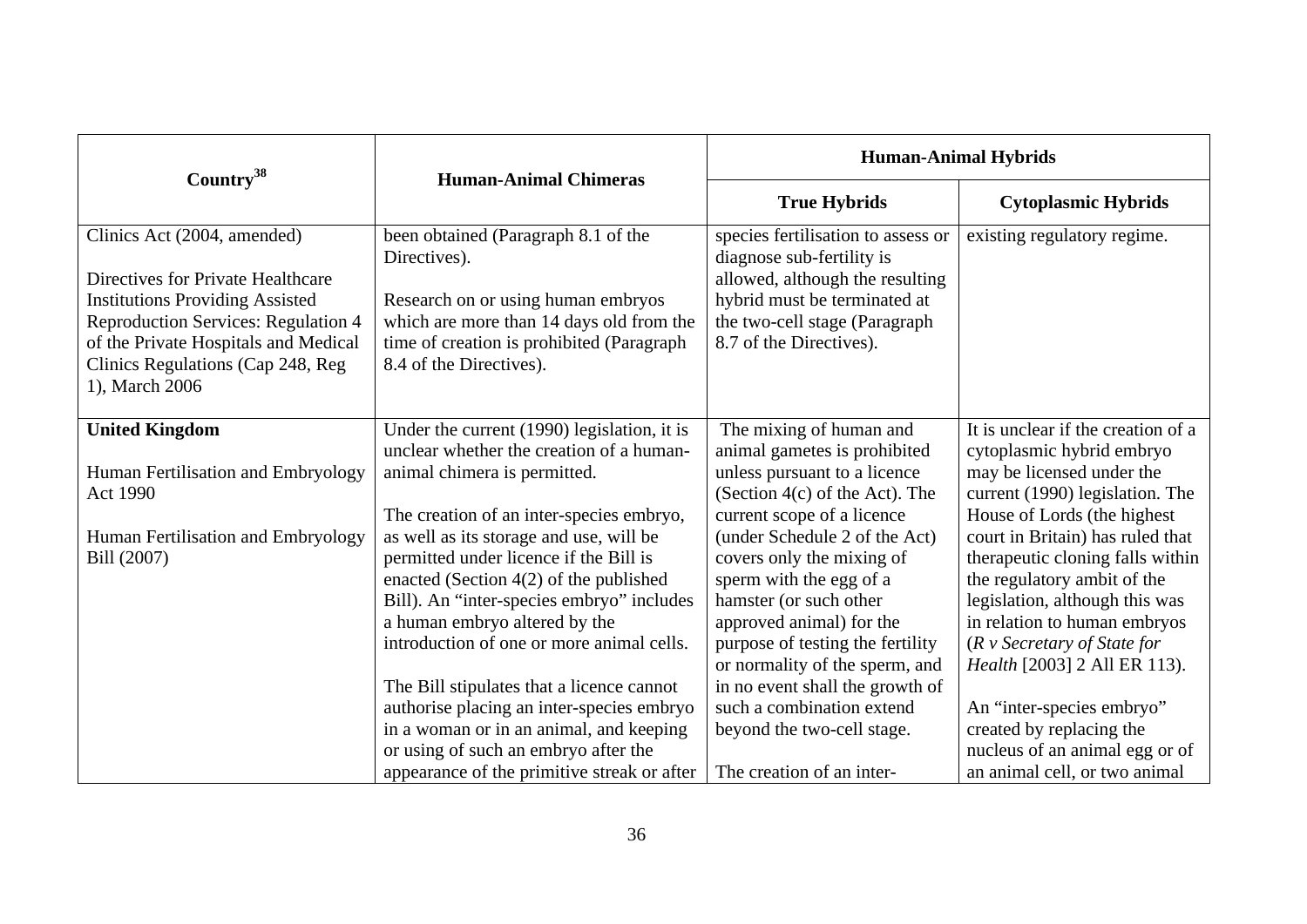| Country[38] | Human-Animal Chimeras | Human-Animal Hybrids | |
|---|---|---|---|
| | | **True Hybrids** | **Cytoplasmic Hybrids** |
| Clinics Act (2004, amended)<br><br>Directives for Private Healthcare Institutions Providing Assisted Reproduction Services: Regulation 4 of the Private Hospitals and Medical Clinics Regulations (Cap 248, Reg 1), March 2006 | been obtained (Paragraph 8.1 of the Directives).<br><br>Research on or using human embryos which are more than 14 days old from the time of creation is prohibited (Paragraph 8.4 of the Directives). | species fertilisation to assess or diagnose sub-fertility is allowed, although the resulting hybrid must be terminated at the two-cell stage (Paragraph 8.7 of the Directives). | existing regulatory regime. |
| **United Kingdom**<br><br>Human Fertilisation and Embryology Act 1990<br><br>Human Fertilisation and Embryology Bill (2007) | Under the current (1990) legislation, it is unclear whether the creation of a human-animal chimera is permitted.<br><br>The creation of an inter-species embryo, as well as its storage and use, will be permitted under licence if the Bill is enacted (Section 4(2) of the published Bill). An "inter-species embryo" includes a human embryo altered by the introduction of one or more animal cells.<br><br>The Bill stipulates that a licence cannot authorise placing an inter-species embryo in a woman or in an animal, and keeping or using of such an embryo after the appearance of the primitive streak or after | The mixing of human and animal gametes is prohibited unless pursuant to a licence (Section 4(c) of the Act). The current scope of a licence (under Schedule 2 of the Act) covers only the mixing of sperm with the egg of a hamster (or such other approved animal) for the purpose of testing the fertility or normality of the sperm, and in no event shall the growth of such a combination extend beyond the two-cell stage.<br><br>The creation of an inter- | It is unclear if the creation of a cytoplasmic hybrid embryo may be licensed under the current (1990) legislation. The House of Lords (the highest court in Britain) has ruled that therapeutic cloning falls within the regulatory ambit of the legislation, although this was in relation to human embryos (*R v Secretary of State for Health* [2003] 2 All ER 113).<br><br>An "inter-species embryo" created by replacing the nucleus of an animal egg or of an animal cell, or two animal |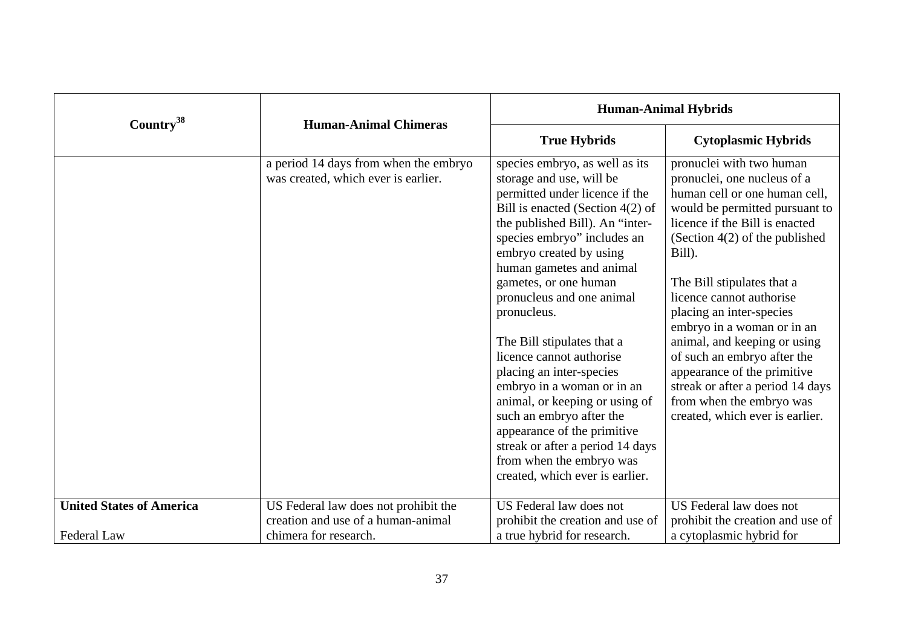| Country[38] | Human-Animal Chimeras | Human-Animal Hybrids | |
|---|---|---|---|
| | | **True Hybrids** | **Cytoplasmic Hybrids** |
| | a period 14 days from when the embryo was created, which ever is earlier. | species embryo, as well as its storage and use, will be permitted under licence if the Bill is enacted (Section 4(2) of the published Bill). An "inter-species embryo" includes an embryo created by using human gametes and animal gametes, or one human pronucleus and one animal pronucleus.<br><br>The Bill stipulates that a licence cannot authorise placing an inter-species embryo in a woman or in an animal, or keeping or using of such an embryo after the appearance of the primitive streak or after a period 14 days from when the embryo was created, which ever is earlier. | pronuclei with two human pronuclei, one nucleus of a human cell or one human cell, would be permitted pursuant to licence if the Bill is enacted (Section 4(2) of the published Bill).<br><br>The Bill stipulates that a licence cannot authorise placing an inter-species embryo in a woman or in an animal, and keeping or using of such an embryo after the appearance of the primitive streak or after a period 14 days from when the embryo was created, which ever is earlier. |
| **United States of America**<br><br>Federal Law | US Federal law does not prohibit the creation and use of a human-animal chimera for research. | US Federal law does not prohibit the creation and use of a true hybrid for research. | US Federal law does not prohibit the creation and use of a cytoplasmic hybrid for |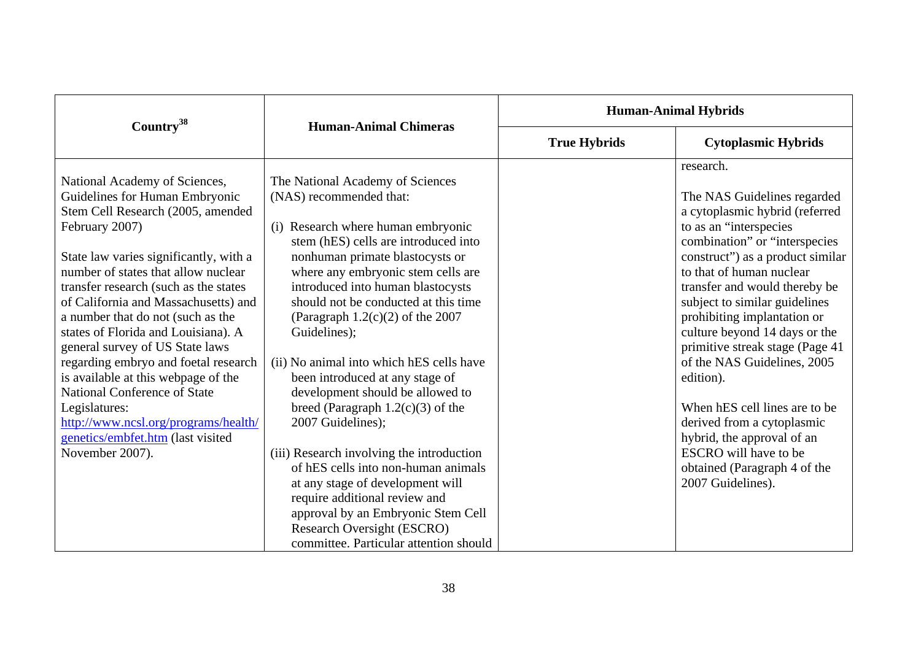| Country[38] | Human-Animal Chimeras | Human-Animal Hybrids | |
|---|---|---|---|
| | | True Hybrids | Cytoplasmic Hybrids |
| National Academy of Sciences, Guidelines for Human Embryonic Stem Cell Research (2005, amended February 2007)<br><br>State law varies significantly, with a number of states that allow nuclear transfer research (such as the states of California and Massachusetts) and a number that do not (such as the states of Florida and Louisiana). A general survey of US State laws regarding embryo and foetal research is available at this webpage of the National Conference of State Legislatures: [http://www.ncsl.org/programs/health/genetics/embfet.htm](http://www.ncsl.org/programs/health/genetics/embfet.htm) (last visited November 2007). | The National Academy of Sciences (NAS) recommended that:<br><br>(i) Research where human embryonic stem (hES) cells are introduced into nonhuman primate blastocysts or where any embryonic stem cells are introduced into human blastocysts should not be conducted at this time (Paragraph 1.2(c)(2) of the 2007 Guidelines);<br><br>(ii) No animal into which hES cells have been introduced at any stage of development should be allowed to breed (Paragraph 1.2(c)(3) of the 2007 Guidelines);<br><br>(iii) Research involving the introduction of hES cells into non-human animals at any stage of development will require additional review and approval by an Embryonic Stem Cell Research Oversight (ESCRO) committee. Particular attention should | | research.<br><br>The NAS Guidelines regarded a cytoplasmic hybrid (referred to as an "interspecies combination" or "interspecies construct") as a product similar to that of human nuclear transfer and would thereby be subject to similar guidelines prohibiting implantation or culture beyond 14 days or the primitive streak stage (Page 41 of the NAS Guidelines, 2005 edition).<br><br>When hES cell lines are to be derived from a cytoplasmic hybrid, the approval of an ESCRO will have to be obtained (Paragraph 4 of the 2007 Guidelines). |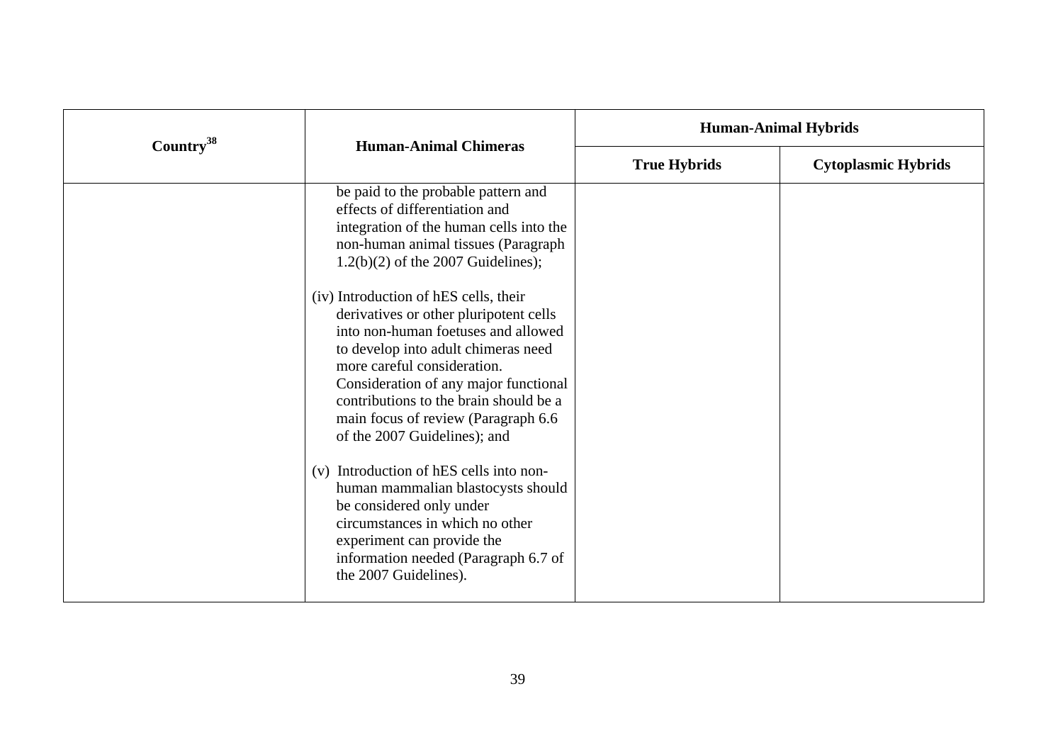| Country[38] | Human-Animal Chimeras | Human-Animal Hybrids | |
|---|---|---|---|
| | | True Hybrids | Cytoplasmic Hybrids |
| | be paid to the probable pattern and effects of differentiation and integration of the human cells into the non-human animal tissues (Paragraph 1.2(b)(2) of the 2007 Guidelines);<br><br>(iv) Introduction of hES cells, their derivatives or other pluripotent cells into non-human foetuses and allowed to develop into adult chimeras need more careful consideration. Consideration of any major functional contributions to the brain should be a main focus of review (Paragraph 6.6 of the 2007 Guidelines); and<br><br>(v) Introduction of hES cells into non-human mammalian blastocysts should be considered only under circumstances in which no other experiment can provide the information needed (Paragraph 6.7 of the 2007 Guidelines). | | |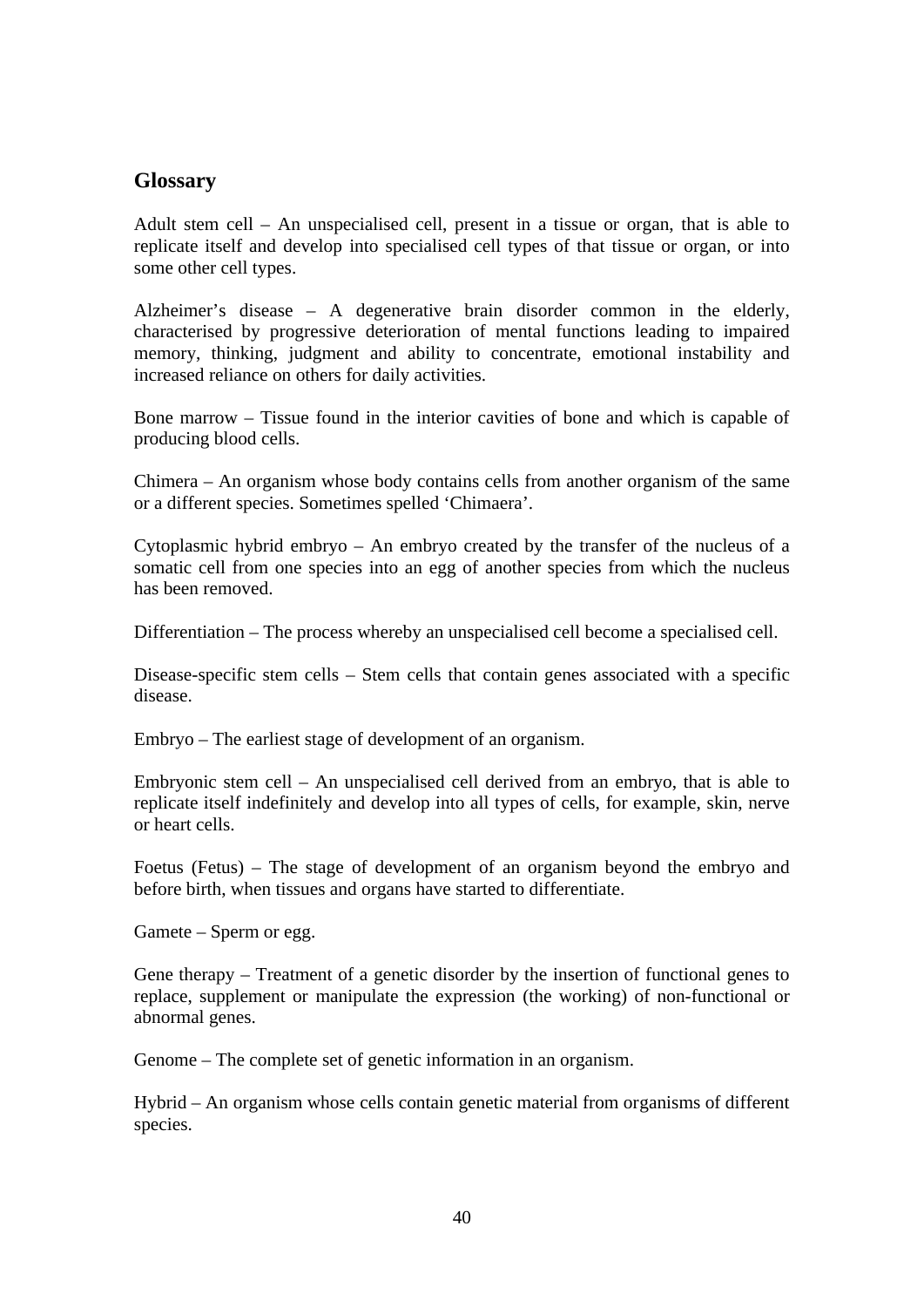## Glossary

Adult stem cell – An unspecialised cell, present in a tissue or organ, that is able to replicate itself and develop into specialised cell types of that tissue or organ, or into some other cell types.

Alzheimer's disease – A degenerative brain disorder common in the elderly, characterised by progressive deterioration of mental functions leading to impaired memory, thinking, judgment and ability to concentrate, emotional instability and increased reliance on others for daily activities.

Bone marrow – Tissue found in the interior cavities of bone and which is capable of producing blood cells.

Chimera – An organism whose body contains cells from another organism of the same or a different species. Sometimes spelled 'Chimaera'.

Cytoplasmic hybrid embryo – An embryo created by the transfer of the nucleus of a somatic cell from one species into an egg of another species from which the nucleus has been removed.

Differentiation – The process whereby an unspecialised cell become a specialised cell.

Disease-specific stem cells – Stem cells that contain genes associated with a specific disease.

Embryo – The earliest stage of development of an organism.

Embryonic stem cell – An unspecialised cell derived from an embryo, that is able to replicate itself indefinitely and develop into all types of cells, for example, skin, nerve or heart cells.

Foetus (Fetus) – The stage of development of an organism beyond the embryo and before birth, when tissues and organs have started to differentiate.

Gamete – Sperm or egg.

Gene therapy – Treatment of a genetic disorder by the insertion of functional genes to replace, supplement or manipulate the expression (the working) of non-functional or abnormal genes.

Genome – The complete set of genetic information in an organism.

Hybrid – An organism whose cells contain genetic material from organisms of different species.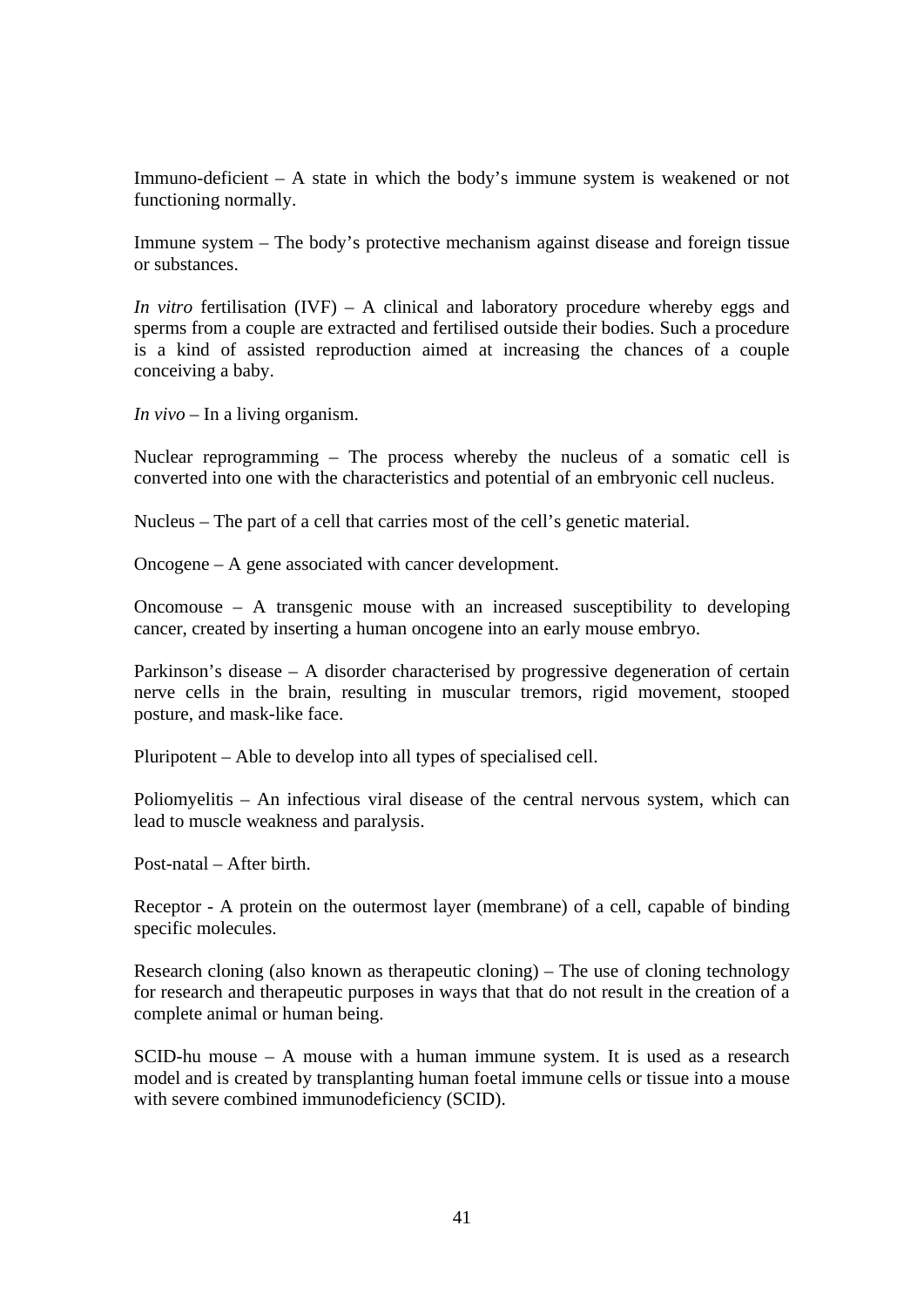Immuno-deficient – A state in which the body's immune system is weakened or not functioning normally.

Immune system – The body's protective mechanism against disease and foreign tissue or substances.

*In vitro* fertilisation (IVF) – A clinical and laboratory procedure whereby eggs and sperms from a couple are extracted and fertilised outside their bodies. Such a procedure is a kind of assisted reproduction aimed at increasing the chances of a couple conceiving a baby.

*In vivo* – In a living organism.

Nuclear reprogramming – The process whereby the nucleus of a somatic cell is converted into one with the characteristics and potential of an embryonic cell nucleus.

Nucleus – The part of a cell that carries most of the cell's genetic material.

Oncogene – A gene associated with cancer development.

Oncomouse – A transgenic mouse with an increased susceptibility to developing cancer, created by inserting a human oncogene into an early mouse embryo.

Parkinson's disease – A disorder characterised by progressive degeneration of certain nerve cells in the brain, resulting in muscular tremors, rigid movement, stooped posture, and mask-like face.

Pluripotent – Able to develop into all types of specialised cell.

Poliomyelitis – An infectious viral disease of the central nervous system, which can lead to muscle weakness and paralysis.

Post-natal – After birth.

Receptor - A protein on the outermost layer (membrane) of a cell, capable of binding specific molecules.

Research cloning (also known as therapeutic cloning) – The use of cloning technology for research and therapeutic purposes in ways that that do not result in the creation of a complete animal or human being.

SCID-hu mouse – A mouse with a human immune system. It is used as a research model and is created by transplanting human foetal immune cells or tissue into a mouse with severe combined immunodeficiency (SCID).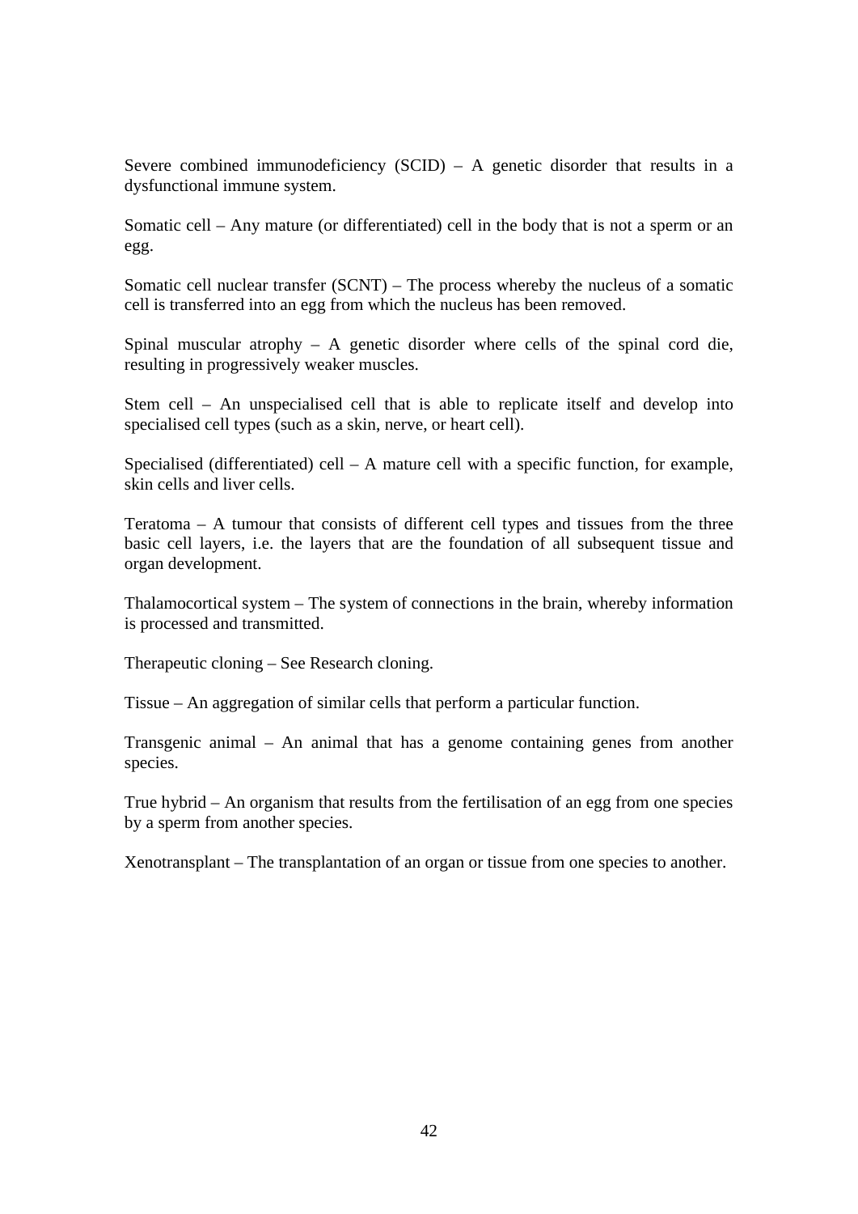Severe combined immunodeficiency (SCID) – A genetic disorder that results in a dysfunctional immune system.

Somatic cell – Any mature (or differentiated) cell in the body that is not a sperm or an egg.

Somatic cell nuclear transfer (SCNT) – The process whereby the nucleus of a somatic cell is transferred into an egg from which the nucleus has been removed.

Spinal muscular atrophy – A genetic disorder where cells of the spinal cord die, resulting in progressively weaker muscles.

Stem cell – An unspecialised cell that is able to replicate itself and develop into specialised cell types (such as a skin, nerve, or heart cell).

Specialised (differentiated) cell – A mature cell with a specific function, for example, skin cells and liver cells.

Teratoma – A tumour that consists of different cell types and tissues from the three basic cell layers, i.e. the layers that are the foundation of all subsequent tissue and organ development.

Thalamocortical system – The system of connections in the brain, whereby information is processed and transmitted.

Therapeutic cloning – See Research cloning.

Tissue – An aggregation of similar cells that perform a particular function.

Transgenic animal – An animal that has a genome containing genes from another species.

True hybrid – An organism that results from the fertilisation of an egg from one species by a sperm from another species.

Xenotransplant – The transplantation of an organ or tissue from one species to another.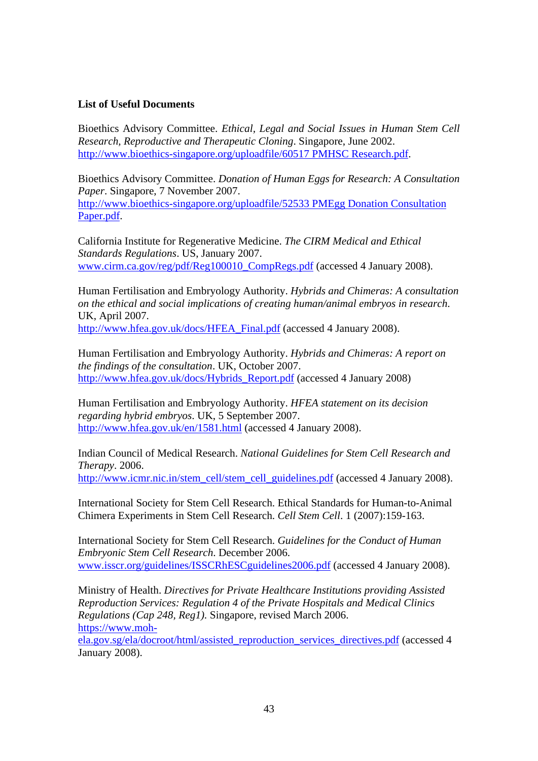**List of Useful Documents**

Bioethics Advisory Committee. *Ethical, Legal and Social Issues in Human Stem Cell Research, Reproductive and Therapeutic Cloning*. Singapore, June 2002. http://www.bioethics-singapore.org/uploadfile/60517 PMHSC Research.pdf.

Bioethics Advisory Committee. *Donation of Human Eggs for Research: A Consultation Paper*. Singapore, 7 November 2007. http://www.bioethics-singapore.org/uploadfile/52533 PMEgg Donation Consultation Paper.pdf.

California Institute for Regenerative Medicine. *The CIRM Medical and Ethical Standards Regulations*. US, January 2007. www.cirm.ca.gov/reg/pdf/Reg100010_CompRegs.pdf (accessed 4 January 2008).

Human Fertilisation and Embryology Authority. *Hybrids and Chimeras: A consultation on the ethical and social implications of creating human/animal embryos in research*. UK, April 2007. http://www.hfea.gov.uk/docs/HFEA_Final.pdf (accessed 4 January 2008).

Human Fertilisation and Embryology Authority. *Hybrids and Chimeras: A report on the findings of the consultation*. UK, October 2007. http://www.hfea.gov.uk/docs/Hybrids_Report.pdf (accessed 4 January 2008)

Human Fertilisation and Embryology Authority. *HFEA statement on its decision regarding hybrid embryos*. UK, 5 September 2007. http://www.hfea.gov.uk/en/1581.html (accessed 4 January 2008).

Indian Council of Medical Research. *National Guidelines for Stem Cell Research and Therapy*. 2006. http://www.icmr.nic.in/stem_cell/stem_cell_guidelines.pdf (accessed 4 January 2008).

International Society for Stem Cell Research. Ethical Standards for Human-to-Animal Chimera Experiments in Stem Cell Research. *Cell Stem Cell*. 1 (2007):159-163.

International Society for Stem Cell Research. *Guidelines for the Conduct of Human Embryonic Stem Cell Research*. December 2006. www.isscr.org/guidelines/ISSCRhESCguidelines2006.pdf (accessed 4 January 2008).

Ministry of Health. *Directives for Private Healthcare Institutions providing Assisted Reproduction Services: Regulation 4 of the Private Hospitals and Medical Clinics Regulations (Cap 248, Reg1)*. Singapore, revised March 2006. https://www.moh-ela.gov.sg/ela/docroot/html/assisted_reproduction_services_directives.pdf (accessed 4 January 2008).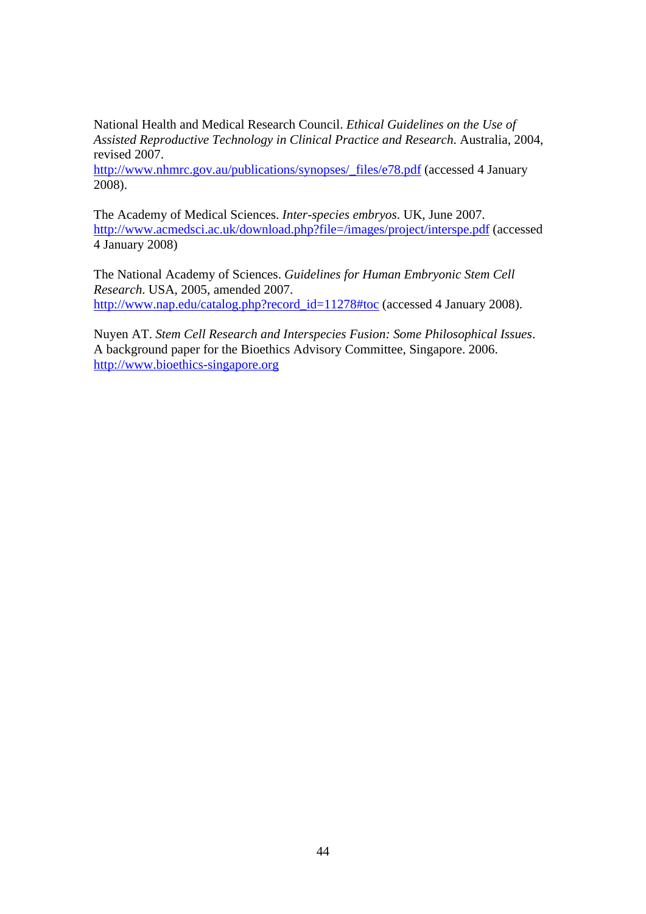National Health and Medical Research Council. *Ethical Guidelines on the Use of Assisted Reproductive Technology in Clinical Practice and Research.* Australia, 2004, revised 2007.
http://www.nhmrc.gov.au/publications/synopses/_files/e78.pdf (accessed 4 January 2008).

The Academy of Medical Sciences. *Inter-species embryos*. UK, June 2007.
http://www.acmedsci.ac.uk/download.php?file=/images/project/interspe.pdf (accessed 4 January 2008)

The National Academy of Sciences. *Guidelines for Human Embryonic Stem Cell Research*. USA, 2005, amended 2007.
http://www.nap.edu/catalog.php?record_id=11278#toc (accessed 4 January 2008).

Nuyen AT. *Stem Cell Research and Interspecies Fusion: Some Philosophical Issues*. A background paper for the Bioethics Advisory Committee, Singapore. 2006.
http://www.bioethics-singapore.org